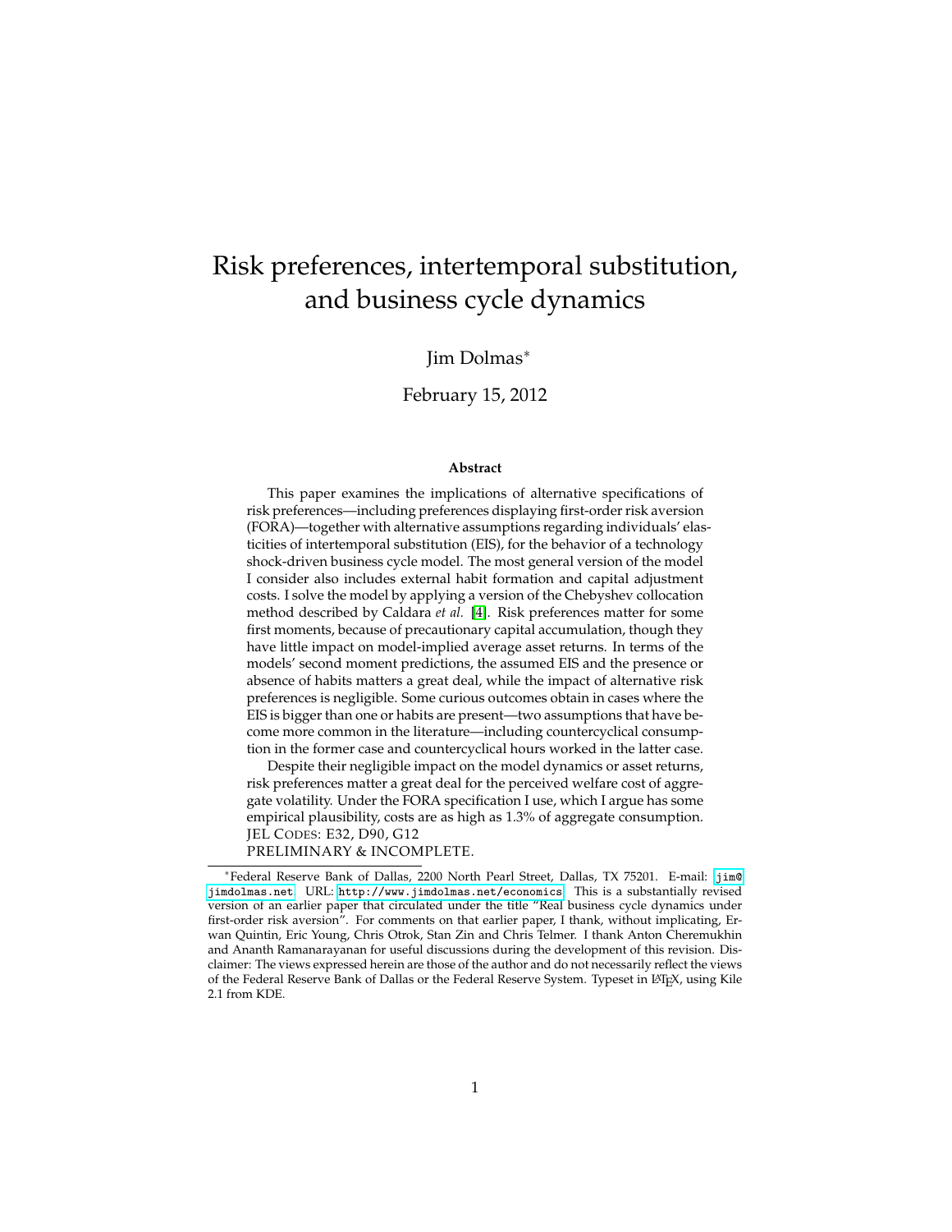# Risk preferences, intertemporal substitution, and business cycle dynamics

Jim Dolmas*

February 15, 2012

### Abstract

This paper examines the implications of alternative specifications of risk preferences—including preferences displaying first-order risk aversion (FORA)—together with alternative assumptions regarding individuals' elasticities of intertemporal substitution (EIS), for the behavior of a technology shock-driven business cycle model. The most general version of the model I consider also includes external habit formation and capital adjustment costs. I solve the model by applying a version of the Chebyshev collocation method described by Caldara *et al.* [4]. Risk preferences matter for some first moments, because of precautionary capital accumulation, though they have little impact on model-implied average asset returns. In terms of the models' second moment predictions, the assumed EIS and the presence or absence of habits matters a great deal, while the impact of alternative risk preferences is negligible. Some curious outcomes obtain in cases where the EIS is bigger than one or habits are present—two assumptions that have become more common in the literature—including countercyclical consumption in the former case and countercyclical hours worked in the latter case.

Despite their negligible impact on the model dynamics or asset returns, risk preferences matter a great deal for the perceived welfare cost of aggregate volatility. Under the FORA specification I use, which I argue has some empirical plausibility, costs are as high as 1.3% of aggregate consumption.

JEL CODES: E32, D90, G12

PRELIMINARY & INCOMPLETE.

---

*Federal Reserve Bank of Dallas, 2200 North Pearl Street, Dallas, TX 75201. E-mail: jim@jimdolmas.net. URL: http://www.jimdolmas.net/economics. This is a substantially revised version of an earlier paper that circulated under the title "Real business cycle dynamics under first-order risk aversion". For comments on that earlier paper, I thank, without implicating, Erwan Quintin, Eric Young, Chris Otrok, Stan Zin and Chris Telmer. I thank Anton Cheremukhin and Ananth Ramanarayanan for useful discussions during the development of this revision. Disclaimer: The views expressed herein are those of the author and do not necessarily reflect the views of the Federal Reserve Bank of Dallas or the Federal Reserve System. Typeset in LaTeX, using Kile 2.1 from KDE.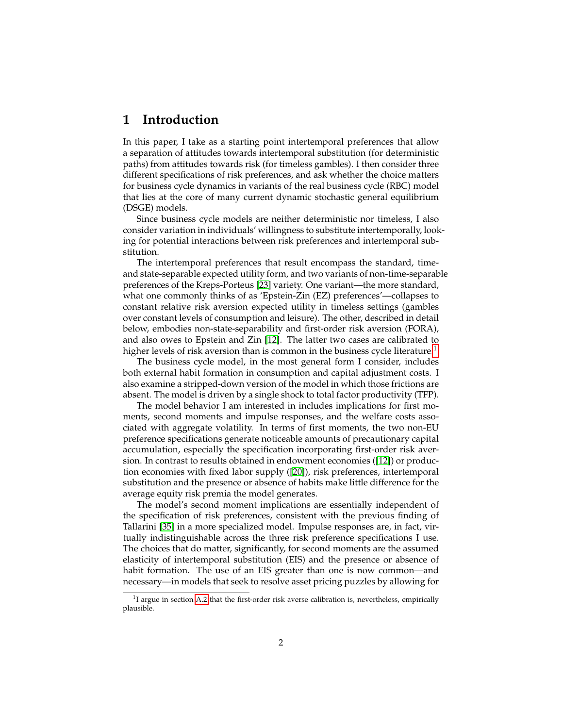# 1 Introduction

In this paper, I take as a starting point intertemporal preferences that allow a separation of attitudes towards intertemporal substitution (for deterministic paths) from attitudes towards risk (for timeless gambles). I then consider three different specifications of risk preferences, and ask whether the choice matters for business cycle dynamics in variants of the real business cycle (RBC) model that lies at the core of many current dynamic stochastic general equilibrium (DSGE) models.

Since business cycle models are neither deterministic nor timeless, I also consider variation in individuals' willingness to substitute intertemporally, looking for potential interactions between risk preferences and intertemporal substitution.

The intertemporal preferences that result encompass the standard, time- and state-separable expected utility form, and two variants of non-time-separable preferences of the Kreps-Porteus [23] variety. One variant—the more standard, what one commonly thinks of as 'Epstein-Zin (EZ) preferences'—collapses to constant relative risk aversion expected utility in timeless settings (gambles over constant levels of consumption and leisure). The other, described in detail below, embodies non-state-separability and first-order risk aversion (FORA), and also owes to Epstein and Zin [12]. The latter two cases are calibrated to higher levels of risk aversion than is common in the business cycle literature.[1]

The business cycle model, in the most general form I consider, includes both external habit formation in consumption and capital adjustment costs. I also examine a stripped-down version of the model in which those frictions are absent. The model is driven by a single shock to total factor productivity (TFP).

The model behavior I am interested in includes implications for first moments, second moments and impulse responses, and the welfare costs associated with aggregate volatility. In terms of first moments, the two non-EU preference specifications generate noticeable amounts of precautionary capital accumulation, especially the specification incorporating first-order risk aversion. In contrast to results obtained in endowment economies ([12]) or production economies with fixed labor supply ([20]), risk preferences, intertemporal substitution and the presence or absence of habits make little difference for the average equity risk premia the model generates.

The model's second moment implications are essentially independent of the specification of risk preferences, consistent with the previous finding of Tallarini [35] in a more specialized model. Impulse responses are, in fact, virtually indistinguishable across the three risk preference specifications I use. The choices that do matter, significantly, for second moments are the assumed elasticity of intertemporal substitution (EIS) and the presence or absence of habit formation. The use of an EIS greater than one is now common—and necessary—in models that seek to resolve asset pricing puzzles by allowing for

[1] I argue in section A.2 that the first-order risk averse calibration is, nevertheless, empirically plausible.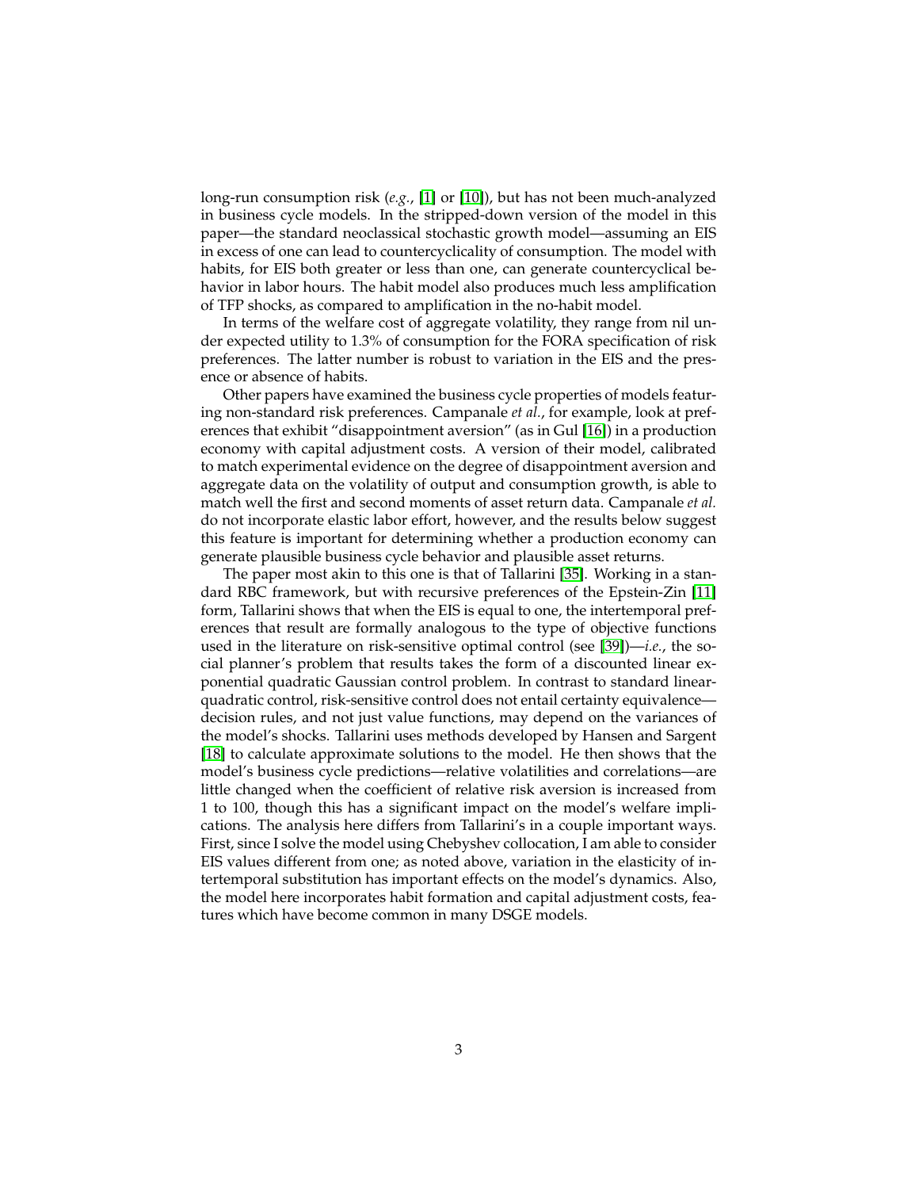long-run consumption risk (*e.g.*, [1] or [10]), but has not been much-analyzed in business cycle models. In the stripped-down version of the model in this paper—the standard neoclassical stochastic growth model—assuming an EIS in excess of one can lead to countercyclicality of consumption. The model with habits, for EIS both greater or less than one, can generate countercyclical behavior in labor hours. The habit model also produces much less amplification of TFP shocks, as compared to amplification in the no-habit model.

In terms of the welfare cost of aggregate volatility, they range from nil under expected utility to 1.3% of consumption for the FORA specification of risk preferences. The latter number is robust to variation in the EIS and the presence or absence of habits.

Other papers have examined the business cycle properties of models featuring non-standard risk preferences. Campanale *et al.*, for example, look at preferences that exhibit "disappointment aversion" (as in Gul [16]) in a production economy with capital adjustment costs. A version of their model, calibrated to match experimental evidence on the degree of disappointment aversion and aggregate data on the volatility of output and consumption growth, is able to match well the first and second moments of asset return data. Campanale *et al.* do not incorporate elastic labor effort, however, and the results below suggest this feature is important for determining whether a production economy can generate plausible business cycle behavior and plausible asset returns.

The paper most akin to this one is that of Tallarini [35]. Working in a standard RBC framework, but with recursive preferences of the Epstein-Zin [11] form, Tallarini shows that when the EIS is equal to one, the intertemporal preferences that result are formally analogous to the type of objective functions used in the literature on risk-sensitive optimal control (see [39])—*i.e.*, the social planner's problem that results takes the form of a discounted linear exponential quadratic Gaussian control problem. In contrast to standard linear-quadratic control, risk-sensitive control does not entail certainty equivalence—decision rules, and not just value functions, may depend on the variances of the model's shocks. Tallarini uses methods developed by Hansen and Sargent [18] to calculate approximate solutions to the model. He then shows that the model's business cycle predictions—relative volatilities and correlations—are little changed when the coefficient of relative risk aversion is increased from 1 to 100, though this has a significant impact on the model's welfare implications. The analysis here differs from Tallarini's in a couple important ways. First, since I solve the model using Chebyshev collocation, I am able to consider EIS values different from one; as noted above, variation in the elasticity of intertemporal substitution has important effects on the model's dynamics. Also, the model here incorporates habit formation and capital adjustment costs, features which have become common in many DSGE models.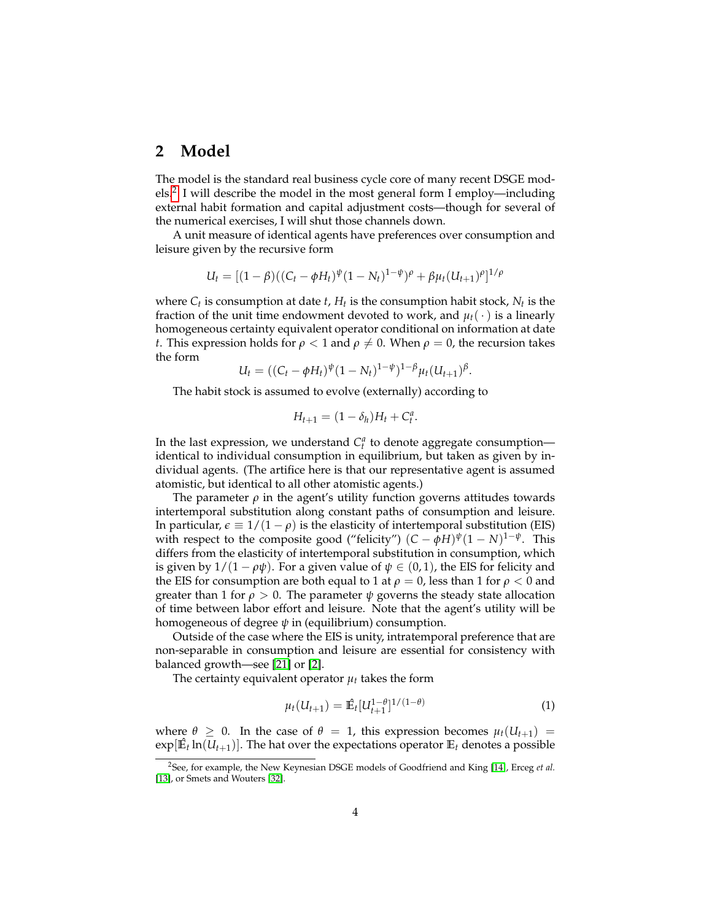## 2 Model

The model is the standard real business cycle core of many recent DSGE models.[2] I will describe the model in the most general form I employ—including external habit formation and capital adjustment costs—though for several of the numerical exercises, I will shut those channels down.

A unit measure of identical agents have preferences over consumption and leisure given by the recursive form

$$U_t = [(1-\beta)((C_t - \phi H_t)^{\psi}(1-N_t)^{1-\psi})^{\rho} + \beta \mu_t(U_{t+1})^{\rho}]^{1/\rho}$$

where $C_t$ is consumption at date $t$, $H_t$ is the consumption habit stock, $N_t$ is the fraction of the unit time endowment devoted to work, and $\mu_t(\,\cdot\,)$ is a linearly homogeneous certainty equivalent operator conditional on information at date $t$. This expression holds for $\rho < 1$ and $\rho \neq 0$. When $\rho = 0$, the recursion takes the form

$$U_t = ((C_t - \phi H_t)^{\psi}(1-N_t)^{1-\psi})^{1-\beta}\mu_t(U_{t+1})^{\beta}.$$

The habit stock is assumed to evolve (externally) according to

$$H_{t+1} = (1-\delta_h)H_t + C_t^a.$$

In the last expression, we understand $C_t^a$ to denote aggregate consumption—identical to individual consumption in equilibrium, but taken as given by individual agents. (The artifice here is that our representative agent is assumed atomistic, but identical to all other atomistic agents.)

The parameter $\rho$ in the agent's utility function governs attitudes towards intertemporal substitution along constant paths of consumption and leisure. In particular, $\epsilon \equiv 1/(1-\rho)$ is the elasticity of intertemporal substitution (EIS) with respect to the composite good ("felicity") $(C - \phi H)^{\psi}(1-N)^{1-\psi}$. This differs from the elasticity of intertemporal substitution in consumption, which is given by $1/(1-\rho\psi)$. For a given value of $\psi \in (0,1)$, the EIS for felicity and the EIS for consumption are both equal to 1 at $\rho = 0$, less than 1 for $\rho < 0$ and greater than 1 for $\rho > 0$. The parameter $\psi$ governs the steady state allocation of time between labor effort and leisure. Note that the agent's utility will be homogeneous of degree $\psi$ in (equilibrium) consumption.

Outside of the case where the EIS is unity, intratemporal preference that are non-separable in consumption and leisure are essential for consistency with balanced growth—see [21] or [2].

The certainty equivalent operator $\mu_t$ takes the form

$$\mu_t(U_{t+1}) = \hat{\mathbb{E}}_t[U_{t+1}^{1-\theta}]^{1/(1-\theta)} \tag{1}$$

where $\theta \geq 0$. In the case of $\theta = 1$, this expression becomes $\mu_t(U_{t+1}) = \exp[\hat{\mathbb{E}}_t \ln(U_{t+1})]$. The hat over the expectations operator $\mathbb{E}_t$ denotes a possible

[2] See, for example, the New Keynesian DSGE models of Goodfriend and King [14], Erceg *et al.* [13], or Smets and Wouters [32].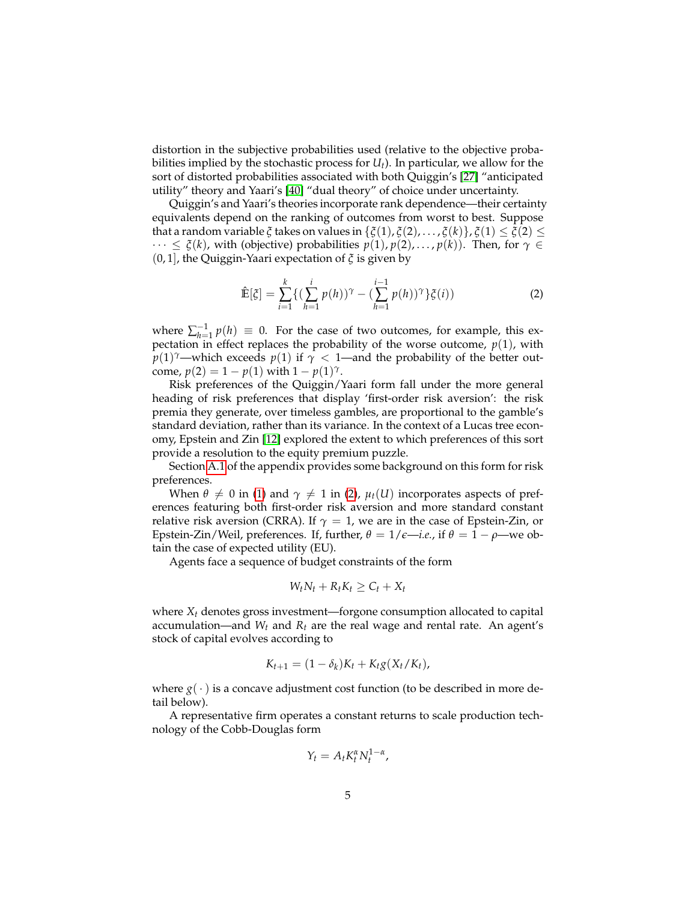distortion in the subjective probabilities used (relative to the objective probabilities implied by the stochastic process for $U_t$). In particular, we allow for the sort of distorted probabilities associated with both Quiggin's [27] "anticipated utility" theory and Yaari's [40] "dual theory" of choice under uncertainty.

Quiggin's and Yaari's theories incorporate rank dependence—their certainty equivalents depend on the ranking of outcomes from worst to best. Suppose that a random variable $\xi$ takes on values in $\{\xi(1), \xi(2), \ldots, \xi(k)\}, \xi(1) \leq \xi(2) \leq \cdots \leq \xi(k)$, with (objective) probabilities $p(1), p(2), \ldots, p(k))$. Then, for $\gamma \in (0, 1]$, the Quiggin-Yaari expectation of $\xi$ is given by

$$\hat{\mathbb{E}}[\xi] = \sum_{i=1}^{k} \{ (\sum_{h=1}^{i} p(h))^{\gamma} - (\sum_{h=1}^{i-1} p(h))^{\gamma} \} \xi(i)) \tag{2}$$

where $\sum_{h=1}^{-1} p(h) \equiv 0$. For the case of two outcomes, for example, this expectation in effect replaces the probability of the worse outcome, $p(1)$, with $p(1)^{\gamma}$—which exceeds $p(1)$ if $\gamma < 1$—and the probability of the better outcome, $p(2) = 1 - p(1)$ with $1 - p(1)^{\gamma}$.

Risk preferences of the Quiggin/Yaari form fall under the more general heading of risk preferences that display 'first-order risk aversion': the risk premia they generate, over timeless gambles, are proportional to the gamble's standard deviation, rather than its variance. In the context of a Lucas tree economy, Epstein and Zin [12] explored the extent to which preferences of this sort provide a resolution to the equity premium puzzle.

Section A.1 of the appendix provides some background on this form for risk preferences.

When $\theta \neq 0$ in (1) and $\gamma \neq 1$ in (2), $\mu_t(U)$ incorporates aspects of preferences featuring both first-order risk aversion and more standard constant relative risk aversion (CRRA). If $\gamma = 1$, we are in the case of Epstein-Zin, or Epstein-Zin/Weil, preferences. If, further, $\theta = 1/\epsilon$—*i.e.*, if $\theta = 1 - \rho$—we obtain the case of expected utility (EU).

Agents face a sequence of budget constraints of the form

$$W_t N_t + R_t K_t \geq C_t + X_t$$

where $X_t$ denotes gross investment—forgone consumption allocated to capital accumulation—and $W_t$ and $R_t$ are the real wage and rental rate. An agent's stock of capital evolves according to

$$K_{t+1} = (1 - \delta_k) K_t + K_t g(X_t / K_t),$$

where $g(\,\cdot\,)$ is a concave adjustment cost function (to be described in more detail below).

A representative firm operates a constant returns to scale production technology of the Cobb-Douglas form

$$Y_t = A_t K_t^{\alpha} N_t^{1-\alpha},$$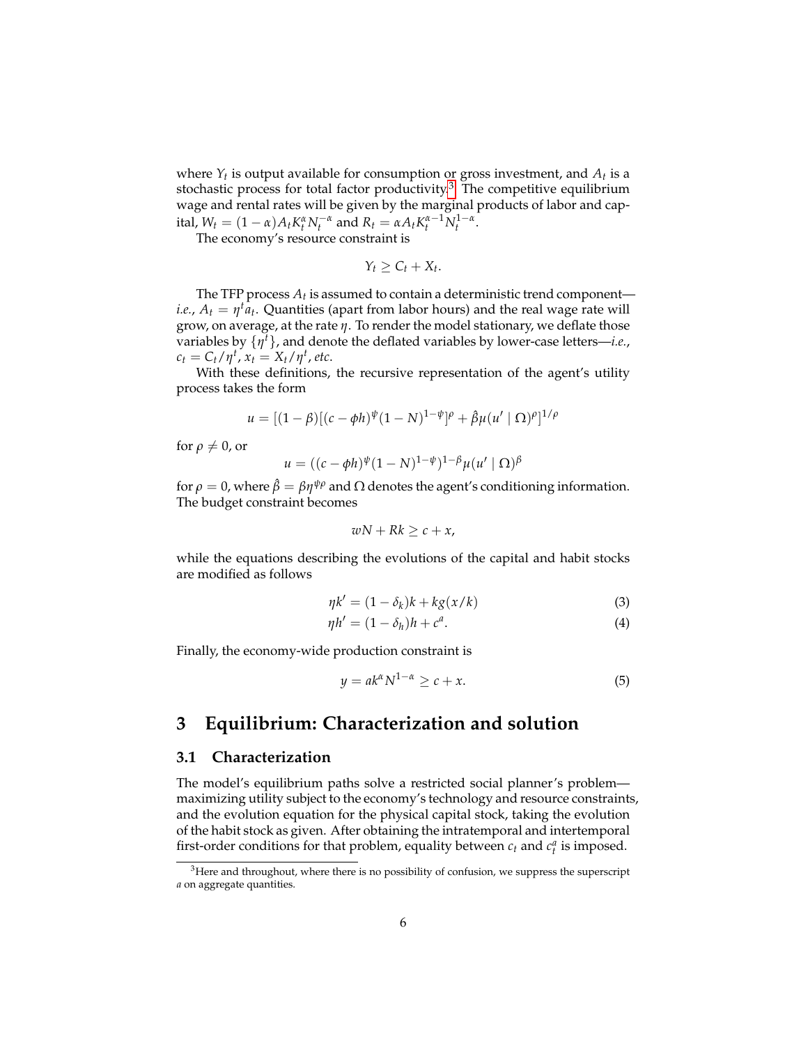where $Y_t$ is output available for consumption or gross investment, and $A_t$ is a stochastic process for total factor productivity.[3] The competitive equilibrium wage and rental rates will be given by the marginal products of labor and capital, $W_t = (1-\alpha)A_t K_t^{\alpha} N_t^{-\alpha}$ and $R_t = \alpha A_t K_t^{\alpha-1} N_t^{1-\alpha}$.

The economy's resource constraint is

$$Y_t \geq C_t + X_t.$$

The TFP process $A_t$ is assumed to contain a deterministic trend component—*i.e.*, $A_t = \eta^t a_t$. Quantities (apart from labor hours) and the real wage rate will grow, on average, at the rate $\eta$. To render the model stationary, we deflate those variables by $\{\eta^t\}$, and denote the deflated variables by lower-case letters—*i.e.*, $c_t = C_t/\eta^t$, $x_t = X_t/\eta^t$, *etc.*

With these definitions, the recursive representation of the agent's utility process takes the form

$$u = [(1-\beta)[(c-\phi h)^{\psi}(1-N)^{1-\psi}]^{\rho} + \hat{\beta}\mu(u' \mid \Omega)^{\rho}]^{1/\rho}$$

for $\rho \neq 0$, or

$$u = ((c-\phi h)^{\psi}(1-N)^{1-\psi})^{1-\beta}\mu(u' \mid \Omega)^{\beta}$$

for $\rho = 0$, where $\hat{\beta} = \beta\eta^{\psi\rho}$ and $\Omega$ denotes the agent's conditioning information. The budget constraint becomes

$$wN + Rk \geq c + x,$$

while the equations describing the evolutions of the capital and habit stocks are modified as follows

$$\eta k' = (1-\delta_k)k + kg(x/k) \tag{3}$$

$$\eta h' = (1-\delta_h)h + c^a. \tag{4}$$

Finally, the economy-wide production constraint is

$$y = ak^{\alpha}N^{1-\alpha} \geq c + x. \tag{5}$$

# 3 Equilibrium: Characterization and solution

## 3.1 Characterization

The model's equilibrium paths solve a restricted social planner's problem—maximizing utility subject to the economy's technology and resource constraints, and the evolution equation for the physical capital stock, taking the evolution of the habit stock as given. After obtaining the intratemporal and intertemporal first-order conditions for that problem, equality between $c_t$ and $c_t^a$ is imposed.

[3] Here and throughout, where there is no possibility of confusion, we suppress the superscript $a$ on aggregate quantities.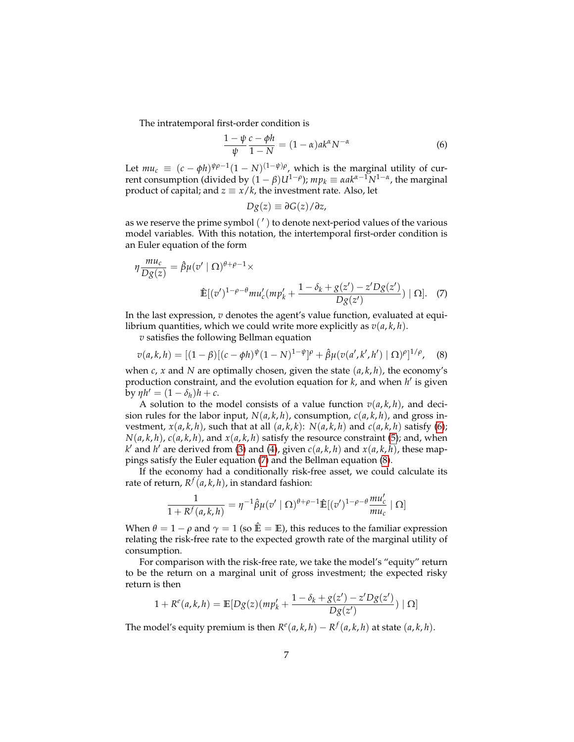The intratemporal first-order condition is

$$\frac{1-\psi}{\psi}\frac{c-\phi h}{1-N} = (1-\alpha)ak^{\alpha}N^{-\alpha} \tag{6}$$

Let $mu_c \equiv (c-\phi h)^{\psi\rho-1}(1-N)^{(1-\psi)\rho}$, which is the marginal utility of current consumption (divided by $(1-\beta)U^{1-\rho}$); $mp_k \equiv \alpha a k^{\alpha-1}N^{1-\alpha}$, the marginal product of capital; and $z \equiv x/k$, the investment rate. Also, let

$$Dg(z) \equiv \partial G(z)/\partial z,$$

as we reserve the prime symbol ( $'$ ) to denote next-period values of the various model variables. With this notation, the intertemporal first-order condition is an Euler equation of the form

$$\eta\frac{mu_c}{Dg(z)} = \hat{\beta}\mu(v' \mid \Omega)^{\theta+\rho-1}\times$$
$$\hat{\mathbb{E}}[(v')^{1-\rho-\theta}mu_c'(mp_k' + \frac{1-\delta_k+g(z')-z'Dg(z')}{Dg(z')}) \mid \Omega]. \tag{7}$$

In the last expression, $v$ denotes the agent's value function, evaluated at equilibrium quantities, which we could write more explicitly as $v(a,k,h)$.

$v$ satisfies the following Bellman equation

$$v(a,k,h) = [(1-\beta)[(c-\phi h)^{\psi}(1-N)^{1-\psi}]^{\rho} + \hat{\beta}\mu(v(a',k',h') \mid \Omega)^{\rho}]^{1/\rho}, \tag{8}$$

when $c$, $x$ and $N$ are optimally chosen, given the state $(a,k,h)$, the economy's production constraint, and the evolution equation for $k$, and when $h'$ is given by $\eta h' = (1-\delta_h)h + c$.

A solution to the model consists of a value function $v(a,k,h)$, and decision rules for the labor input, $N(a,k,h)$, consumption, $c(a,k,h)$, and gross investment, $x(a,k,h)$, such that at all $(a,k,k)$: $N(a,k,h)$ and $c(a,k,h)$ satisfy (6); $N(a,k,h)$, $c(a,k,h)$, and $x(a,k,h)$ satisfy the resource constraint (5); and, when $k'$ and $h'$ are derived from (3) and (4), given $c(a,k,h)$ and $x(a,k,h)$, these mappings satisfy the Euler equation (7) and the Bellman equation (8).

If the economy had a conditionally risk-free asset, we could calculate its rate of return, $R^f(a,k,h)$, in standard fashion:

$$\frac{1}{1+R^f(a,k,h)} = \eta^{-1}\hat{\beta}\mu(v' \mid \Omega)^{\theta+\rho-1}\hat{\mathbb{E}}[(v')^{1-\rho-\theta}\frac{mu_c'}{mu_c} \mid \Omega]$$

When $\theta = 1-\rho$ and $\gamma = 1$ (so $\hat{\mathbb{E}} = \mathbb{E}$), this reduces to the familiar expression relating the risk-free rate to the expected growth rate of the marginal utility of consumption.

For comparison with the risk-free rate, we take the model's "equity" return to be the return on a marginal unit of gross investment; the expected risky return is then

$$1+R^e(a,k,h) = \mathbb{E}[Dg(z)(mp_k' + \frac{1-\delta_k+g(z')-z'Dg(z')}{Dg(z')}) \mid \Omega]$$

The model's equity premium is then $R^e(a,k,h) - R^f(a,k,h)$ at state $(a,k,h)$.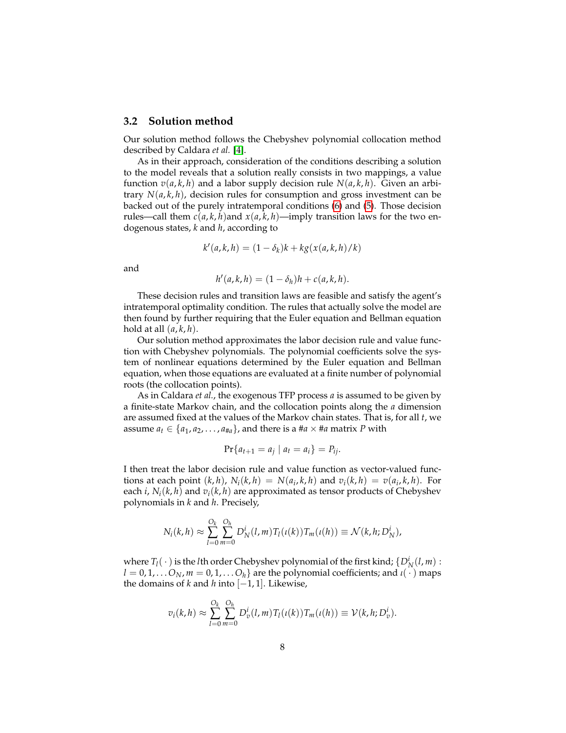### 3.2 Solution method

Our solution method follows the Chebyshev polynomial collocation method described by Caldara *et al.* [4].

As in their approach, consideration of the conditions describing a solution to the model reveals that a solution really consists in two mappings, a value function $v(a, k, h)$ and a labor supply decision rule $N(a, k, h)$. Given an arbitrary $N(a, k, h)$, decision rules for consumption and gross investment can be backed out of the purely intratemporal conditions (6) and (5). Those decision rules—call them $c(a, k, h)$and $x(a, k, h)$—imply transition laws for the two endogenous states, $k$ and $h$, according to

$$k'(a, k, h) = (1 - \delta_k)k + kg(x(a, k, h)/k)$$

and

$$h'(a, k, h) = (1 - \delta_h)h + c(a, k, h).$$

These decision rules and transition laws are feasible and satisfy the agent's intratemporal optimality condition. The rules that actually solve the model are then found by further requiring that the Euler equation and Bellman equation hold at all $(a, k, h)$.

Our solution method approximates the labor decision rule and value function with Chebyshev polynomials. The polynomial coefficients solve the system of nonlinear equations determined by the Euler equation and Bellman equation, when those equations are evaluated at a finite number of polynomial roots (the collocation points).

As in Caldara *et al.*, the exogenous TFP process $a$ is assumed to be given by a finite-state Markov chain, and the collocation points along the $a$ dimension are assumed fixed at the values of the Markov chain states. That is, for all $t$, we assume $a_t \in \{a_1, a_2, \ldots, a_{\#a}\}$, and there is a $\#a \times \#a$ matrix $P$ with

$$\Pr\{a_{t+1} = a_j \mid a_t = a_i\} = P_{ij}.$$

I then treat the labor decision rule and value function as vector-valued functions at each point $(k, h)$, $N_i(k, h) = N(a_i, k, h)$ and $v_i(k, h) = v(a_i, k, h)$. For each $i$, $N_i(k, h)$ and $v_i(k, h)$ are approximated as tensor products of Chebyshev polynomials in $k$ and $h$. Precisely,

$$N_i(k, h) \approx \sum_{l=0}^{O_k} \sum_{m=0}^{O_h} D_N^i(l, m) T_l(\iota(k)) T_m(\iota(h)) \equiv \mathcal{N}(k, h; D_N^i),$$

where $T_l(\,\cdot\,)$ is the $l$th order Chebyshev polynomial of the first kind; $\{D_N^i(l, m) : l = 0, 1, \ldots O_N, m = 0, 1, \ldots O_h\}$ are the polynomial coefficients; and $\iota(\,\cdot\,)$ maps the domains of $k$ and $h$ into $[-1, 1]$. Likewise,

$$v_i(k, h) \approx \sum_{l=0}^{O_k} \sum_{m=0}^{O_h} D_v^i(l, m) T_l(\iota(k)) T_m(\iota(h)) \equiv \mathcal{V}(k, h; D_v^i).$$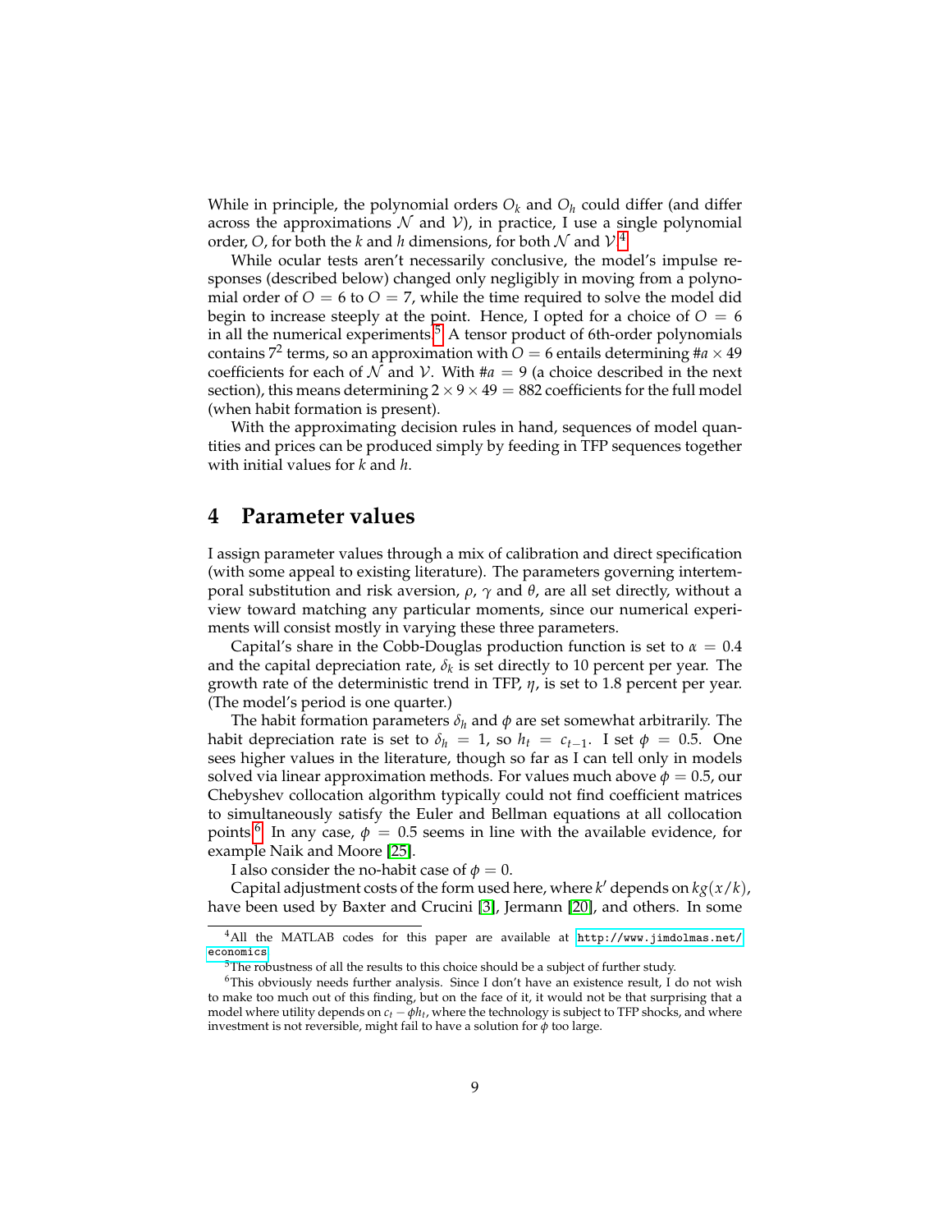While in principle, the polynomial orders $O_k$ and $O_h$ could differ (and differ across the approximations $\mathcal{N}$ and $\mathcal{V}$), in practice, I use a single polynomial order, $O$, for both the $k$ and $h$ dimensions, for both $\mathcal{N}$ and $\mathcal{V}$.[4]

While ocular tests aren't necessarily conclusive, the model's impulse responses (described below) changed only negligibly in moving from a polynomial order of $O = 6$ to $O = 7$, while the time required to solve the model did begin to increase steeply at the point. Hence, I opted for a choice of $O = 6$ in all the numerical experiments.[5] A tensor product of 6th-order polynomials contains $7^2$ terms, so an approximation with $O = 6$ entails determining $\#a \times 49$ coefficients for each of $\mathcal{N}$ and $\mathcal{V}$. With $\#a = 9$ (a choice described in the next section), this means determining $2 \times 9 \times 49 = 882$ coefficients for the full model (when habit formation is present).

With the approximating decision rules in hand, sequences of model quantities and prices can be produced simply by feeding in TFP sequences together with initial values for $k$ and $h$.

## 4 Parameter values

I assign parameter values through a mix of calibration and direct specification (with some appeal to existing literature). The parameters governing intertemporal substitution and risk aversion, $\rho$, $\gamma$ and $\theta$, are all set directly, without a view toward matching any particular moments, since our numerical experiments will consist mostly in varying these three parameters.

Capital's share in the Cobb-Douglas production function is set to $\alpha = 0.4$ and the capital depreciation rate, $\delta_k$ is set directly to 10 percent per year. The growth rate of the deterministic trend in TFP, $\eta$, is set to 1.8 percent per year. (The model's period is one quarter.)

The habit formation parameters $\delta_h$ and $\phi$ are set somewhat arbitrarily. The habit depreciation rate is set to $\delta_h = 1$, so $h_t = c_{t-1}$. I set $\phi = 0.5$. One sees higher values in the literature, though so far as I can tell only in models solved via linear approximation methods. For values much above $\phi = 0.5$, our Chebyshev collocation algorithm typically could not find coefficient matrices to simultaneously satisfy the Euler and Bellman equations at all collocation points.[6] In any case, $\phi = 0.5$ seems in line with the available evidence, for example Naik and Moore [25].

I also consider the no-habit case of $\phi = 0$.

Capital adjustment costs of the form used here, where $k'$ depends on $kg(x/k)$, have been used by Baxter and Crucini [3], Jermann [20], and others. In some

---

[4] All the MATLAB codes for this paper are available at http://www.jimdolmas.net/economics.

[5] The robustness of all the results to this choice should be a subject of further study.

[6] This obviously needs further analysis. Since I don't have an existence result, I do not wish to make too much out of this finding, but on the face of it, it would not be that surprising that a model where utility depends on $c_t - \phi h_t$, where the technology is subject to TFP shocks, and where investment is not reversible, might fail to have a solution for $\phi$ too large.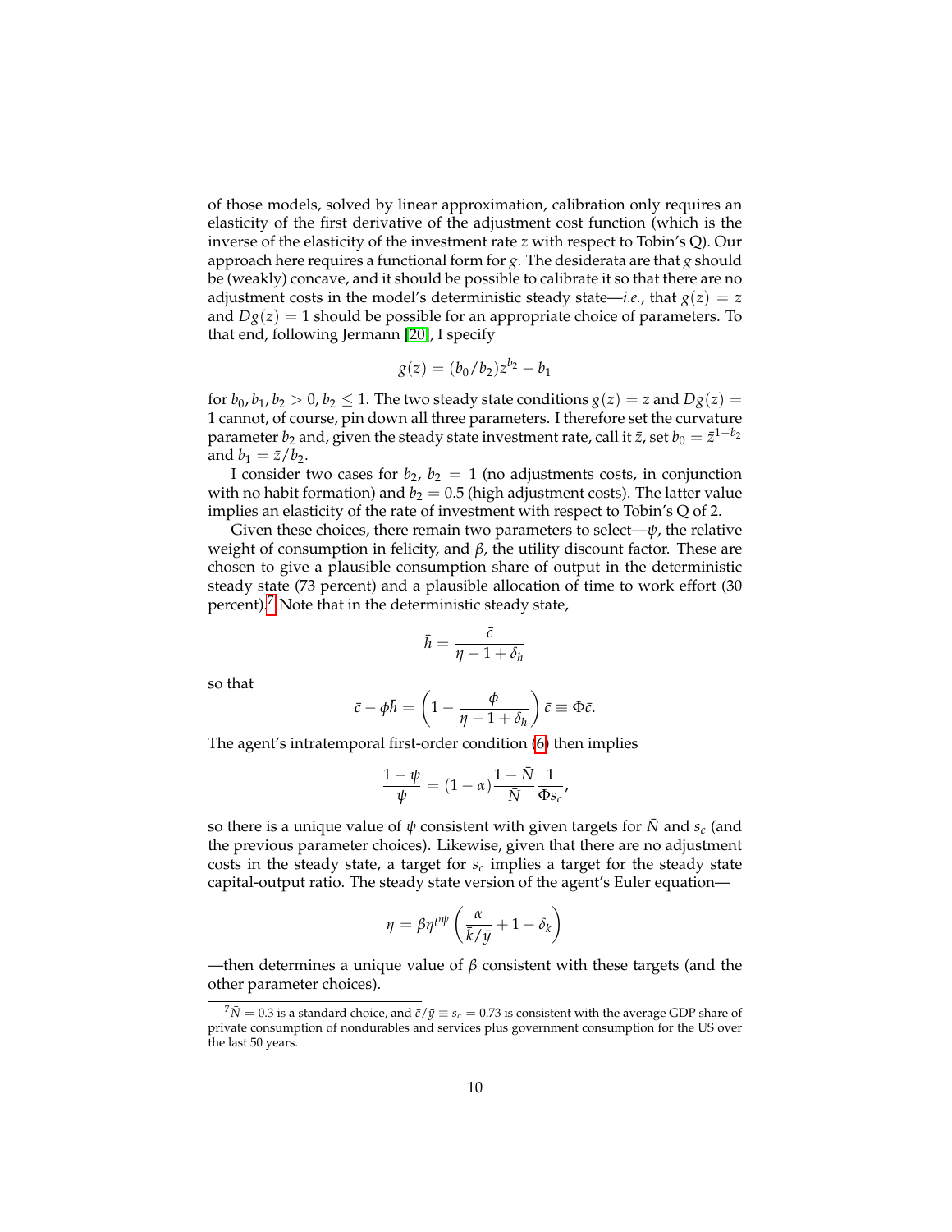of those models, solved by linear approximation, calibration only requires an elasticity of the first derivative of the adjustment cost function (which is the inverse of the elasticity of the investment rate $z$ with respect to Tobin's Q). Our approach here requires a functional form for $g$. The desiderata are that $g$ should be (weakly) concave, and it should be possible to calibrate it so that there are no adjustment costs in the model's deterministic steady state—*i.e.*, that $g(z) = z$ and $Dg(z) = 1$ should be possible for an appropriate choice of parameters. To that end, following Jermann [20], I specify

$$g(z) = (b_0/b_2)z^{b_2} - b_1$$

for $b_0, b_1, b_2 > 0, b_2 \leq 1$. The two steady state conditions $g(z) = z$ and $Dg(z) = 1$ cannot, of course, pin down all three parameters. I therefore set the curvature parameter $b_2$ and, given the steady state investment rate, call it $\bar{z}$, set $b_0 = \bar{z}^{1-b_2}$ and $b_1 = \bar{z}/b_2$.

I consider two cases for $b_2$, $b_2 = 1$ (no adjustments costs, in conjunction with no habit formation) and $b_2 = 0.5$ (high adjustment costs). The latter value implies an elasticity of the rate of investment with respect to Tobin's Q of 2.

Given these choices, there remain two parameters to select—$\psi$, the relative weight of consumption in felicity, and $\beta$, the utility discount factor. These are chosen to give a plausible consumption share of output in the deterministic steady state (73 percent) and a plausible allocation of time to work effort (30 percent).[7] Note that in the deterministic steady state,

$$\bar{h} = \frac{\bar{c}}{\eta - 1 + \delta_h}$$

so that

$$\bar{c} - \phi\bar{h} = \left(1 - \frac{\phi}{\eta - 1 + \delta_h}\right)\bar{c} \equiv \Phi\bar{c}.$$

The agent's intratemporal first-order condition (6) then implies

$$\frac{1-\psi}{\psi} = (1-\alpha)\frac{1-\bar{N}}{\bar{N}}\frac{1}{\Phi s_c},$$

so there is a unique value of $\psi$ consistent with given targets for $\bar{N}$ and $s_c$ (and the previous parameter choices). Likewise, given that there are no adjustment costs in the steady state, a target for $s_c$ implies a target for the steady state capital-output ratio. The steady state version of the agent's Euler equation—

$$\eta = \beta\eta^{\rho\psi}\left(\frac{\alpha}{\bar{k}/\bar{y}} + 1 - \delta_k\right)$$

—then determines a unique value of $\beta$ consistent with these targets (and the other parameter choices).

[7] $\bar{N} = 0.3$ is a standard choice, and $\bar{c}/\bar{y} \equiv s_c = 0.73$ is consistent with the average GDP share of private consumption of nondurables and services plus government consumption for the US over the last 50 years.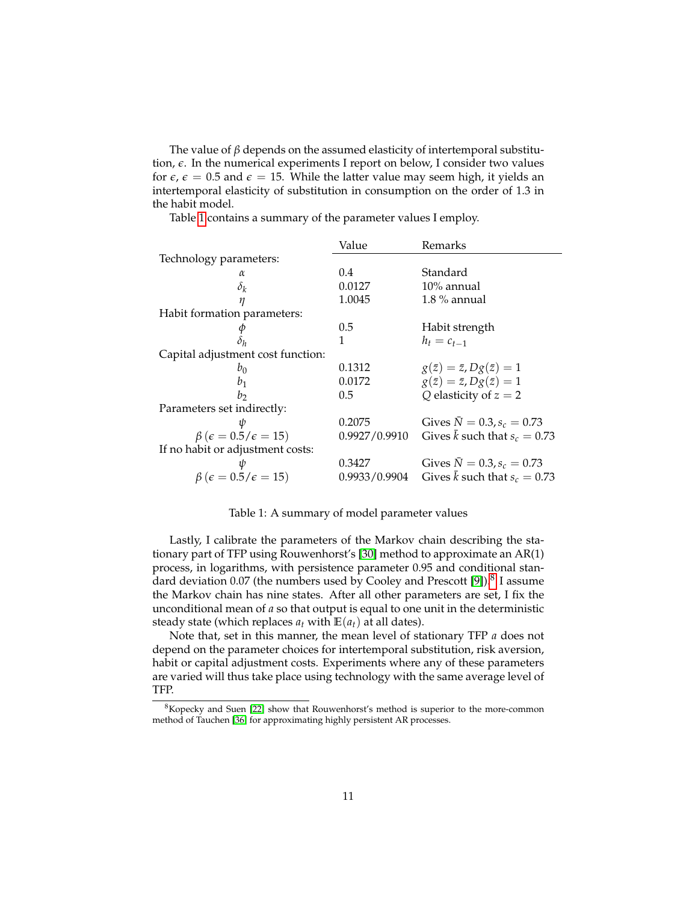The value of $\beta$ depends on the assumed elasticity of intertemporal substitution, $\epsilon$. In the numerical experiments I report on below, I consider two values for $\epsilon$, $\epsilon = 0.5$ and $\epsilon = 15$. While the latter value may seem high, it yields an intertemporal elasticity of substitution in consumption on the order of 1.3 in the habit model.

Table 1 contains a summary of the parameter values I employ.

| | Value | Remarks |
|---|---|---|
| Technology parameters: | | |
| $\alpha$ | 0.4 | Standard |
| $\delta_k$ | 0.0127 | 10% annual |
| $\eta$ | 1.0045 | 1.8 % annual |
| Habit formation parameters: | | |
| $\phi$ | 0.5 | Habit strength |
| $\delta_h$ | 1 | $h_t = c_{t-1}$ |
| Capital adjustment cost function: | | |
| $b_0$ | 0.1312 | $g(\bar{z}) = \bar{z}, Dg(\bar{z}) = 1$ |
| $b_1$ | 0.0172 | $g(\bar{z}) = \bar{z}, Dg(\bar{z}) = 1$ |
| $b_2$ | 0.5 | $Q$ elasticity of $z = 2$ |
| Parameters set indirectly: | | |
| $\psi$ | 0.2075 | Gives $\bar{N} = 0.3, s_c = 0.73$ |
| $\beta\ (\epsilon = 0.5/\epsilon = 15)$ | 0.9927/0.9910 | Gives $\bar{k}$ such that $s_c = 0.73$ |
| If no habit or adjustment costs: | | |
| $\psi$ | 0.3427 | Gives $\bar{N} = 0.3, s_c = 0.73$ |
| $\beta\ (\epsilon = 0.5/\epsilon = 15)$ | 0.9933/0.9904 | Gives $\bar{k}$ such that $s_c = 0.73$ |

Table 1: A summary of model parameter values

Lastly, I calibrate the parameters of the Markov chain describing the stationary part of TFP using Rouwenhorst's [30] method to approximate an AR(1) process, in logarithms, with persistence parameter 0.95 and conditional standard deviation 0.07 (the numbers used by Cooley and Prescott [9]).[8] I assume the Markov chain has nine states. After all other parameters are set, I fix the unconditional mean of $a$ so that output is equal to one unit in the deterministic steady state (which replaces $a_t$ with $\mathbb{E}(a_t)$ at all dates).

Note that, set in this manner, the mean level of stationary TFP $a$ does not depend on the parameter choices for intertemporal substitution, risk aversion, habit or capital adjustment costs. Experiments where any of these parameters are varied will thus take place using technology with the same average level of TFP.

[8] Kopecky and Suen [22] show that Rouwenhorst's method is superior to the more-common method of Tauchen [36] for approximating highly persistent AR processes.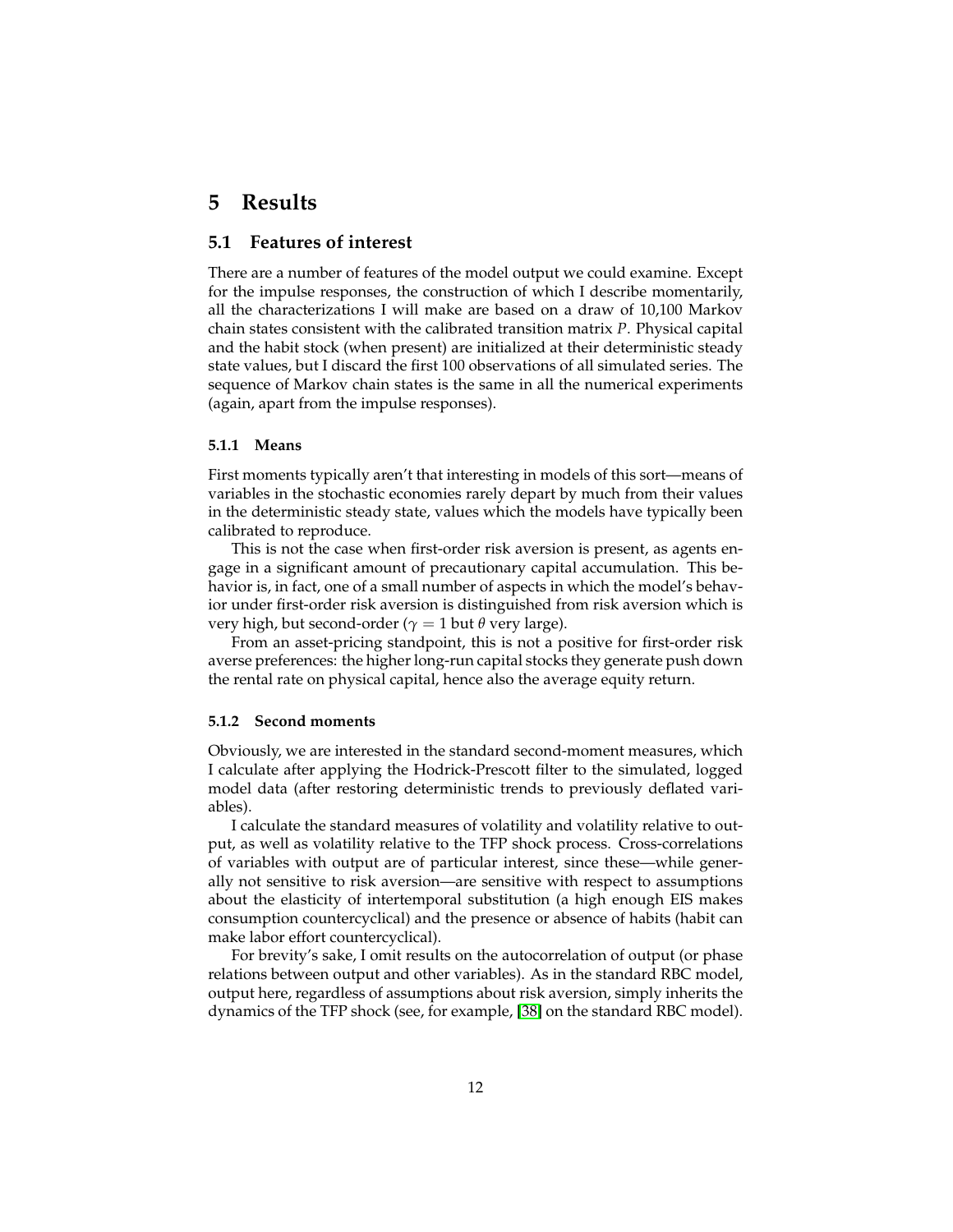# 5 Results

## 5.1 Features of interest

There are a number of features of the model output we could examine. Except for the impulse responses, the construction of which I describe momentarily, all the characterizations I will make are based on a draw of 10,100 Markov chain states consistent with the calibrated transition matrix $P$. Physical capital and the habit stock (when present) are initialized at their deterministic steady state values, but I discard the first 100 observations of all simulated series. The sequence of Markov chain states is the same in all the numerical experiments (again, apart from the impulse responses).

### 5.1.1 Means

First moments typically aren't that interesting in models of this sort—means of variables in the stochastic economies rarely depart by much from their values in the deterministic steady state, values which the models have typically been calibrated to reproduce.

This is not the case when first-order risk aversion is present, as agents engage in a significant amount of precautionary capital accumulation. This behavior is, in fact, one of a small number of aspects in which the model's behavior under first-order risk aversion is distinguished from risk aversion which is very high, but second-order ($\gamma = 1$ but $\theta$ very large).

From an asset-pricing standpoint, this is not a positive for first-order risk averse preferences: the higher long-run capital stocks they generate push down the rental rate on physical capital, hence also the average equity return.

### 5.1.2 Second moments

Obviously, we are interested in the standard second-moment measures, which I calculate after applying the Hodrick-Prescott filter to the simulated, logged model data (after restoring deterministic trends to previously deflated variables).

I calculate the standard measures of volatility and volatility relative to output, as well as volatility relative to the TFP shock process. Cross-correlations of variables with output are of particular interest, since these—while generally not sensitive to risk aversion—are sensitive with respect to assumptions about the elasticity of intertemporal substitution (a high enough EIS makes consumption countercyclical) and the presence or absence of habits (habit can make labor effort countercyclical).

For brevity's sake, I omit results on the autocorrelation of output (or phase relations between output and other variables). As in the standard RBC model, output here, regardless of assumptions about risk aversion, simply inherits the dynamics of the TFP shock (see, for example, [38] on the standard RBC model).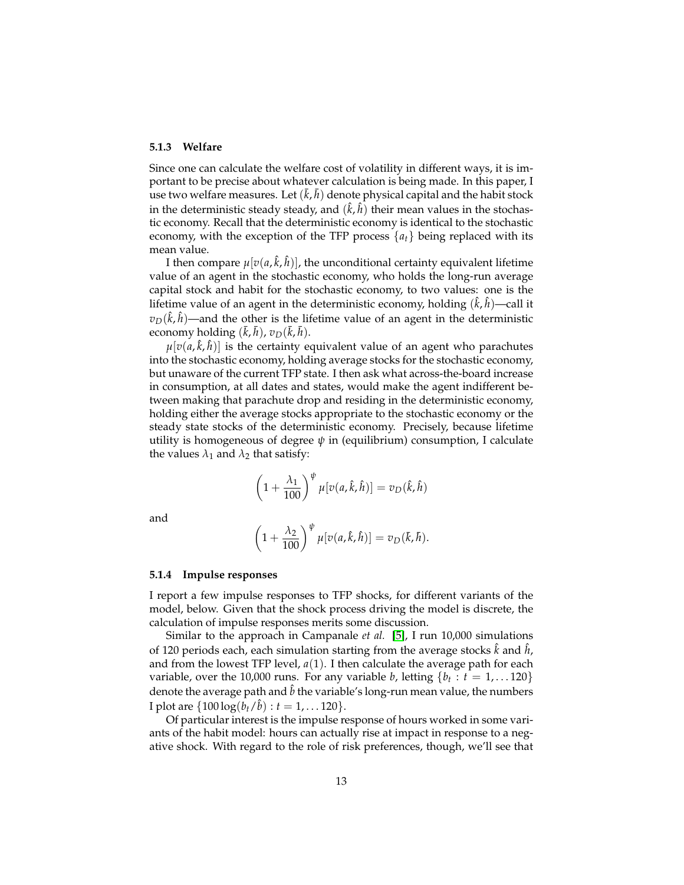### 5.1.3 Welfare

Since one can calculate the welfare cost of volatility in different ways, it is important to be precise about whatever calculation is being made. In this paper, I use two welfare measures. Let $(\bar{k}, \bar{h})$ denote physical capital and the habit stock in the deterministic steady steady, and $(\hat{k}, \hat{h})$ their mean values in the stochastic economy. Recall that the deterministic economy is identical to the stochastic economy, with the exception of the TFP process $\{a_t\}$ being replaced with its mean value.

I then compare $\mu[v(a, \hat{k}, \hat{h})]$, the unconditional certainty equivalent lifetime value of an agent in the stochastic economy, who holds the long-run average capital stock and habit for the stochastic economy, to two values: one is the lifetime value of an agent in the deterministic economy, holding $(\hat{k}, \hat{h})$—call it $v_D(\hat{k}, \hat{h})$—and the other is the lifetime value of an agent in the deterministic economy holding $(\bar{k}, \bar{h})$, $v_D(\bar{k}, \bar{h})$.

$\mu[v(a, \hat{k}, \hat{h})]$ is the certainty equivalent value of an agent who parachutes into the stochastic economy, holding average stocks for the stochastic economy, but unaware of the current TFP state. I then ask what across-the-board increase in consumption, at all dates and states, would make the agent indifferent between making that parachute drop and residing in the deterministic economy, holding either the average stocks appropriate to the stochastic economy or the steady state stocks of the deterministic economy. Precisely, because lifetime utility is homogeneous of degree $\psi$ in (equilibrium) consumption, I calculate the values $\lambda_1$ and $\lambda_2$ that satisfy:

$$\left(1 + \frac{\lambda_1}{100}\right)^{\psi} \mu[v(a, \hat{k}, \hat{h})] = v_D(\hat{k}, \hat{h})$$

and

$$\left(1 + \frac{\lambda_2}{100}\right)^{\psi} \mu[v(a, \hat{k}, \hat{h})] = v_D(\bar{k}, \bar{h}).$$

### 5.1.4 Impulse responses

I report a few impulse responses to TFP shocks, for different variants of the model, below. Given that the shock process driving the model is discrete, the calculation of impulse responses merits some discussion.

Similar to the approach in Campanale *et al.* [5], I run 10,000 simulations of 120 periods each, each simulation starting from the average stocks $\hat{k}$ and $\hat{h}$, and from the lowest TFP level, $a(1)$. I then calculate the average path for each variable, over the 10,000 runs. For any variable $b$, letting $\{b_t : t = 1, \ldots 120\}$ denote the average path and $\hat{b}$ the variable's long-run mean value, the numbers I plot are $\{100 \log(b_t/\hat{b}) : t = 1, \ldots 120\}$.

Of particular interest is the impulse response of hours worked in some variants of the habit model: hours can actually rise at impact in response to a negative shock. With regard to the role of risk preferences, though, we'll see that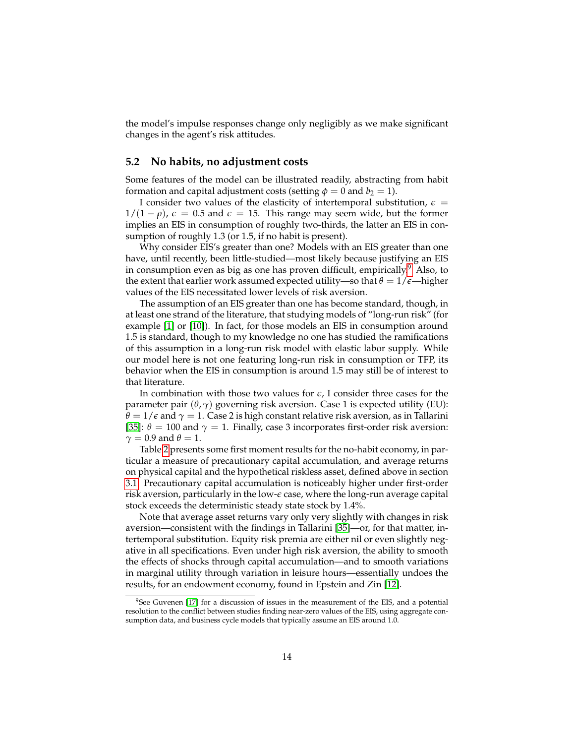the model's impulse responses change only negligibly as we make significant changes in the agent's risk attitudes.

## 5.2 No habits, no adjustment costs

Some features of the model can be illustrated readily, abstracting from habit formation and capital adjustment costs (setting $\phi = 0$ and $b_2 = 1$).

I consider two values of the elasticity of intertemporal substitution, $\epsilon = 1/(1-\rho)$, $\epsilon = 0.5$ and $\epsilon = 15$. This range may seem wide, but the former implies an EIS in consumption of roughly two-thirds, the latter an EIS in consumption of roughly 1.3 (or 1.5, if no habit is present).

Why consider EIS's greater than one? Models with an EIS greater than one have, until recently, been little-studied—most likely because justifying an EIS in consumption even as big as one has proven difficult, empirically.[9] Also, to the extent that earlier work assumed expected utility—so that $\theta = 1/\epsilon$—higher values of the EIS necessitated lower levels of risk aversion.

The assumption of an EIS greater than one has become standard, though, in at least one strand of the literature, that studying models of "long-run risk" (for example [1] or [10]). In fact, for those models an EIS in consumption around 1.5 is standard, though to my knowledge no one has studied the ramifications of this assumption in a long-run risk model with elastic labor supply. While our model here is not one featuring long-run risk in consumption or TFP, its behavior when the EIS in consumption is around 1.5 may still be of interest to that literature.

In combination with those two values for $\epsilon$, I consider three cases for the parameter pair $(\theta, \gamma)$ governing risk aversion. Case 1 is expected utility (EU): $\theta = 1/\epsilon$ and $\gamma = 1$. Case 2 is high constant relative risk aversion, as in Tallarini [35]: $\theta = 100$ and $\gamma = 1$. Finally, case 3 incorporates first-order risk aversion: $\gamma = 0.9$ and $\theta = 1$.

Table 2 presents some first moment results for the no-habit economy, in particular a measure of precautionary capital accumulation, and average returns on physical capital and the hypothetical riskless asset, defined above in section 3.1. Precautionary capital accumulation is noticeably higher under first-order risk aversion, particularly in the low-$\epsilon$ case, where the long-run average capital stock exceeds the deterministic steady state stock by 1.4%.

Note that average asset returns vary only very slightly with changes in risk aversion—consistent with the findings in Tallarini [35]—or, for that matter, intertemporal substitution. Equity risk premia are either nil or even slightly negative in all specifications. Even under high risk aversion, the ability to smooth the effects of shocks through capital accumulation—and to smooth variations in marginal utility through variation in leisure hours—essentially undoes the results, for an endowment economy, found in Epstein and Zin [12].

[9] See Guvenen [17] for a discussion of issues in the measurement of the EIS, and a potential resolution to the conflict between studies finding near-zero values of the EIS, using aggregate consumption data, and business cycle models that typically assume an EIS around 1.0.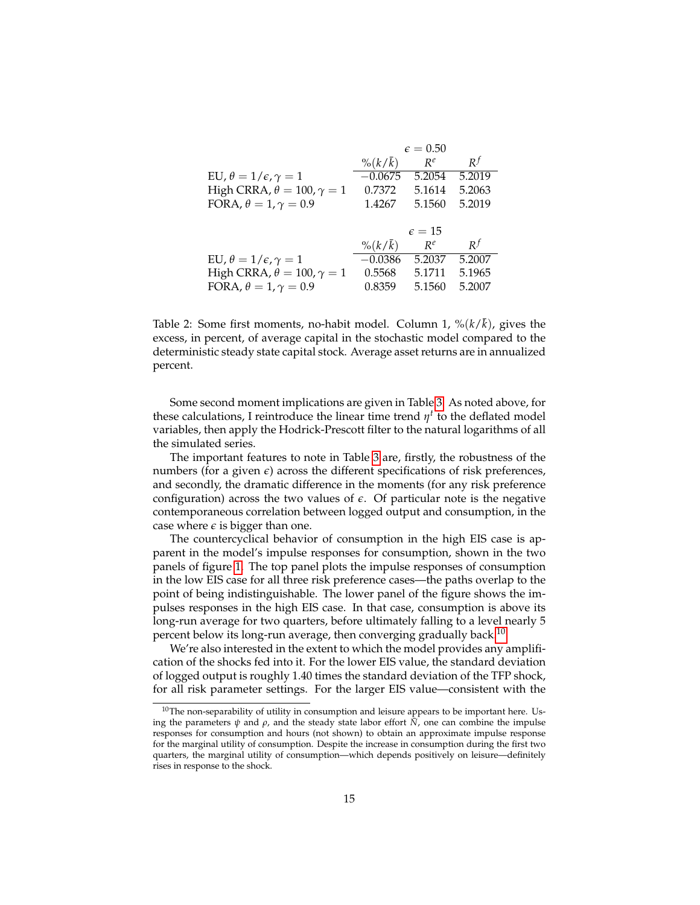| | $\epsilon = 0.50$ | | |
|---|---|---|---|
| | $\%(k/\bar{k})$ | $R^e$ | $R^f$ |
| EU, $\theta = 1/\epsilon, \gamma = 1$ | $-0.0675$ | 5.2054 | 5.2019 |
| High CRRA, $\theta = 100, \gamma = 1$ | 0.7372 | 5.1614 | 5.2063 |
| FORA, $\theta = 1, \gamma = 0.9$ | 1.4267 | 5.1560 | 5.2019 |

| | $\epsilon = 15$ | | |
|---|---|---|---|
| | $\%(k/\bar{k})$ | $R^e$ | $R^f$ |
| EU, $\theta = 1/\epsilon, \gamma = 1$ | $-0.0386$ | 5.2037 | 5.2007 |
| High CRRA, $\theta = 100, \gamma = 1$ | 0.5568 | 5.1711 | 5.1965 |
| FORA, $\theta = 1, \gamma = 0.9$ | 0.8359 | 5.1560 | 5.2007 |

Table 2: Some first moments, no-habit model. Column 1, $\%(k/\bar{k})$, gives the excess, in percent, of average capital in the stochastic model compared to the deterministic steady state capital stock. Average asset returns are in annualized percent.

Some second moment implications are given in Table 3. As noted above, for these calculations, I reintroduce the linear time trend $\eta^t$ to the deflated model variables, then apply the Hodrick-Prescott filter to the natural logarithms of all the simulated series.

The important features to note in Table 3 are, firstly, the robustness of the numbers (for a given $\epsilon$) across the different specifications of risk preferences, and secondly, the dramatic difference in the moments (for any risk preference configuration) across the two values of $\epsilon$. Of particular note is the negative contemporaneous correlation between logged output and consumption, in the case where $\epsilon$ is bigger than one.

The countercyclical behavior of consumption in the high EIS case is apparent in the model's impulse responses for consumption, shown in the two panels of figure 1. The top panel plots the impulse responses of consumption in the low EIS case for all three risk preference cases—the paths overlap to the point of being indistinguishable. The lower panel of the figure shows the impulses responses in the high EIS case. In that case, consumption is above its long-run average for two quarters, before ultimately falling to a level nearly 5 percent below its long-run average, then converging gradually back.[10]

We're also interested in the extent to which the model provides any amplification of the shocks fed into it. For the lower EIS value, the standard deviation of logged output is roughly 1.40 times the standard deviation of the TFP shock, for all risk parameter settings. For the larger EIS value—consistent with the

[10] The non-separability of utility in consumption and leisure appears to be important here. Using the parameters $\psi$ and $\rho$, and the steady state labor effort $\bar{N}$, one can combine the impulse responses for consumption and hours (not shown) to obtain an approximate impulse response for the marginal utility of consumption. Despite the increase in consumption during the first two quarters, the marginal utility of consumption—which depends positively on leisure—definitely rises in response to the shock.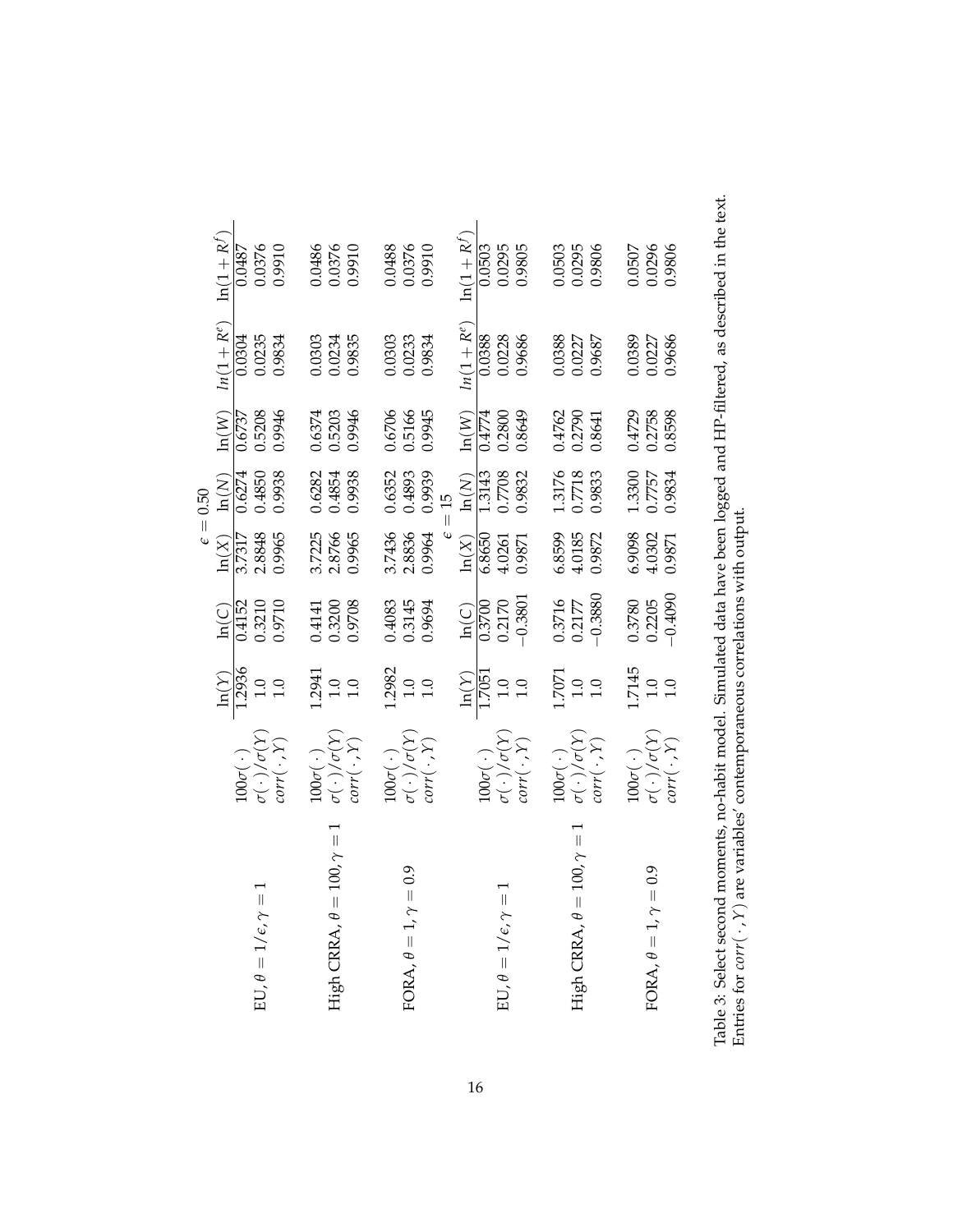| | | $\ln(Y)$ | $\ln(C)$ | $\ln(X)$ | $\ln(N)$ | $\ln(W)$ | $ln(1+R^e)$ | $\ln(1+R^f)$ |
|---|---|---|---|---|---|---|---|---|
| | | $\epsilon = 0.50$ | | | | | | |
| EU, $\theta = 1/\epsilon, \gamma = 1$ | $100\sigma(\cdot)$ | 1.2936 | 0.4152 | 3.7317 | 0.6274 | 0.6737 | 0.0304 | 0.0487 |
| | $\sigma(\cdot)/\sigma(Y)$ | 1.0 | 0.3210 | 2.8848 | 0.4850 | 0.5208 | 0.0235 | 0.0376 |
| | $corr(\cdot, Y)$ | 1.0 | 0.9710 | 0.9965 | 0.9938 | 0.9946 | 0.9834 | 0.9910 |
| High CRRA, $\theta = 100, \gamma = 1$ | $100\sigma(\cdot)$ | 1.2941 | 0.4141 | 3.7225 | 0.6282 | 0.6374 | 0.0303 | 0.0486 |
| | $\sigma(\cdot)/\sigma(Y)$ | 1.0 | 0.3200 | 2.8766 | 0.4854 | 0.5203 | 0.0234 | 0.0376 |
| | $corr(\cdot, Y)$ | 1.0 | 0.9708 | 0.9965 | 0.9938 | 0.9946 | 0.9835 | 0.9910 |
| FORA, $\theta = 1, \gamma = 0.9$ | $100\sigma(\cdot)$ | 1.2982 | 0.4083 | 3.7436 | 0.6352 | 0.6706 | 0.0303 | 0.0488 |
| | $\sigma(\cdot)/\sigma(Y)$ | 1.0 | 0.3145 | 2.8836 | 0.4893 | 0.5166 | 0.0233 | 0.0376 |
| | $corr(\cdot, Y)$ | 1.0 | 0.9694 | 0.9964 | 0.9939 | 0.9945 | 0.9834 | 0.9910 |
| | | $\epsilon = 15$ | | | | | | |
| | | $\ln(Y)$ | $\ln(C)$ | $\ln(X)$ | $\ln(N)$ | $\ln(W)$ | $ln(1+R^e)$ | $\ln(1+R^f)$ |
| EU, $\theta = 1/\epsilon, \gamma = 1$ | $100\sigma(\cdot)$ | 1.7051 | 0.3700 | 6.8650 | 1.3143 | 0.4774 | 0.0388 | 0.0503 |
| | $\sigma(\cdot)/\sigma(Y)$ | 1.0 | 0.2170 | 4.0261 | 0.7708 | 0.2800 | 0.0228 | 0.0295 |
| | $corr(\cdot, Y)$ | 1.0 | −0.3801 | 0.9871 | 0.9832 | 0.8649 | 0.9686 | 0.9805 |
| High CRRA, $\theta = 100, \gamma = 1$ | $100\sigma(\cdot)$ | 1.7071 | 0.3716 | 6.8599 | 1.3176 | 0.4762 | 0.0388 | 0.0503 |
| | $\sigma(\cdot)/\sigma(Y)$ | 1.0 | 0.2177 | 4.0185 | 0.7718 | 0.2790 | 0.0227 | 0.0295 |
| | $corr(\cdot, Y)$ | 1.0 | −0.3880 | 0.9872 | 0.9833 | 0.8641 | 0.9687 | 0.9806 |
| FORA, $\theta = 1, \gamma = 0.9$ | $100\sigma(\cdot)$ | 1.7145 | 0.3780 | 6.9098 | 1.3300 | 0.4729 | 0.0389 | 0.0507 |
| | $\sigma(\cdot)/\sigma(Y)$ | 1.0 | 0.2205 | 4.0302 | 0.7757 | 0.2758 | 0.0227 | 0.0296 |
| | $corr(\cdot, Y)$ | 1.0 | −0.4090 | 0.9871 | 0.9834 | 0.8598 | 0.9686 | 0.9806 |

Table 3: Select second moments, no-habit model. Simulated data have been logged and HP-filtered, as described in the text. Entries for $corr(\cdot, Y)$ are variables' contemporaneous correlations with output.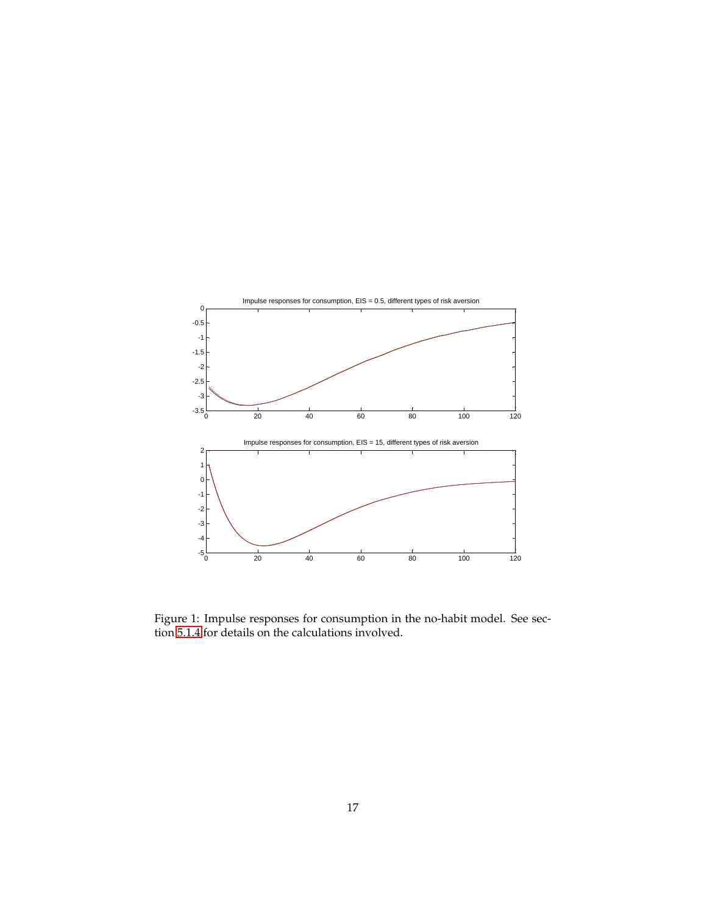Impulse responses for consumption, EIS = 0.5, different types of risk aversion

0
-0.5
-1
-1.5
-2
-2.5
-3
-3.5
0 20 40 60 80 100 120

Impulse responses for consumption, EIS = 15, different types of risk aversion

2
1
0
-1
-2
-3
-4
-5
0 20 40 60 80 100 120

Figure 1: Impulse responses for consumption in the no-habit model. See section 5.1.4 for details on the calculations involved.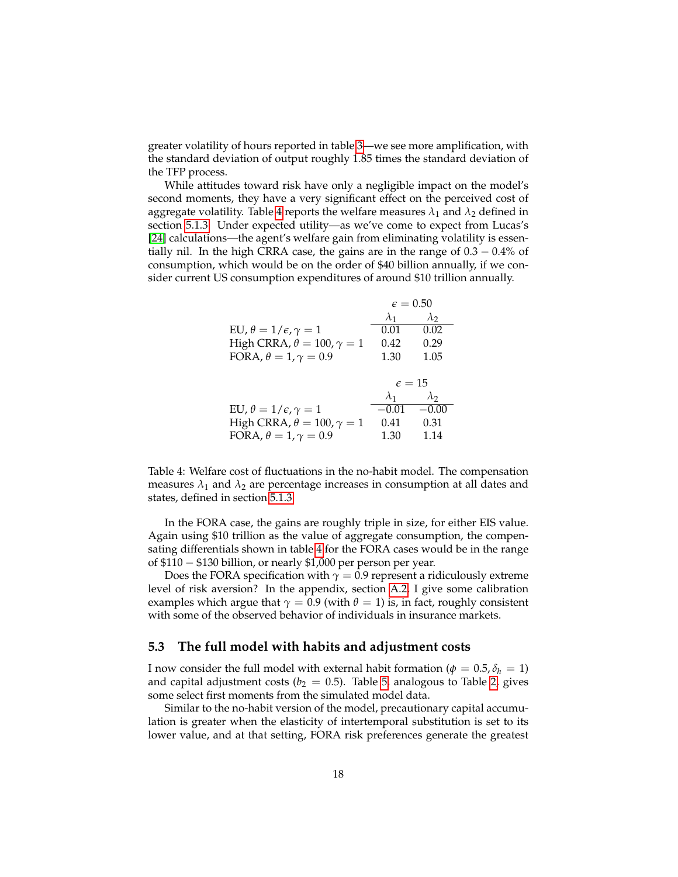greater volatility of hours reported in table 3—we see more amplification, with the standard deviation of output roughly 1.85 times the standard deviation of the TFP process.

While attitudes toward risk have only a negligible impact on the model's second moments, they have a very significant effect on the perceived cost of aggregate volatility. Table 4 reports the welfare measures $\lambda_1$ and $\lambda_2$ defined in section 5.1.3. Under expected utility—as we've come to expect from Lucas's [24] calculations—the agent's welfare gain from eliminating volatility is essentially nil. In the high CRRA case, the gains are in the range of $0.3 - 0.4\%$ of consumption, which would be on the order of \$40 billion annually, if we consider current US consumption expenditures of around \$10 trillion annually.

| | $\epsilon = 0.50$ | |
|---|---|---|
| | $\lambda_1$ | $\lambda_2$ |
| EU, $\theta = 1/\epsilon, \gamma = 1$ | 0.01 | 0.02 |
| High CRRA, $\theta = 100, \gamma = 1$ | 0.42 | 0.29 |
| FORA, $\theta = 1, \gamma = 0.9$ | 1.30 | 1.05 |
| | $\epsilon = 15$ | |
| | $\lambda_1$ | $\lambda_2$ |
| EU, $\theta = 1/\epsilon, \gamma = 1$ | $-0.01$ | $-0.00$ |
| High CRRA, $\theta = 100, \gamma = 1$ | 0.41 | 0.31 |
| FORA, $\theta = 1, \gamma = 0.9$ | 1.30 | 1.14 |

Table 4: Welfare cost of fluctuations in the no-habit model. The compensation measures $\lambda_1$ and $\lambda_2$ are percentage increases in consumption at all dates and states, defined in section 5.1.3.

In the FORA case, the gains are roughly triple in size, for either EIS value. Again using \$10 trillion as the value of aggregate consumption, the compensating differentials shown in table 4 for the FORA cases would be in the range of \$110 − \$130 billion, or nearly \$1,000 per person per year.

Does the FORA specification with $\gamma = 0.9$ represent a ridiculously extreme level of risk aversion? In the appendix, section A.2, I give some calibration examples which argue that $\gamma = 0.9$ (with $\theta = 1$) is, in fact, roughly consistent with some of the observed behavior of individuals in insurance markets.

### 5.3 The full model with habits and adjustment costs

I now consider the full model with external habit formation ($\phi = 0.5, \delta_h = 1$) and capital adjustment costs ($b_2 = 0.5$). Table 5, analogous to Table 2, gives some select first moments from the simulated model data.

Similar to the no-habit version of the model, precautionary capital accumulation is greater when the elasticity of intertemporal substitution is set to its lower value, and at that setting, FORA risk preferences generate the greatest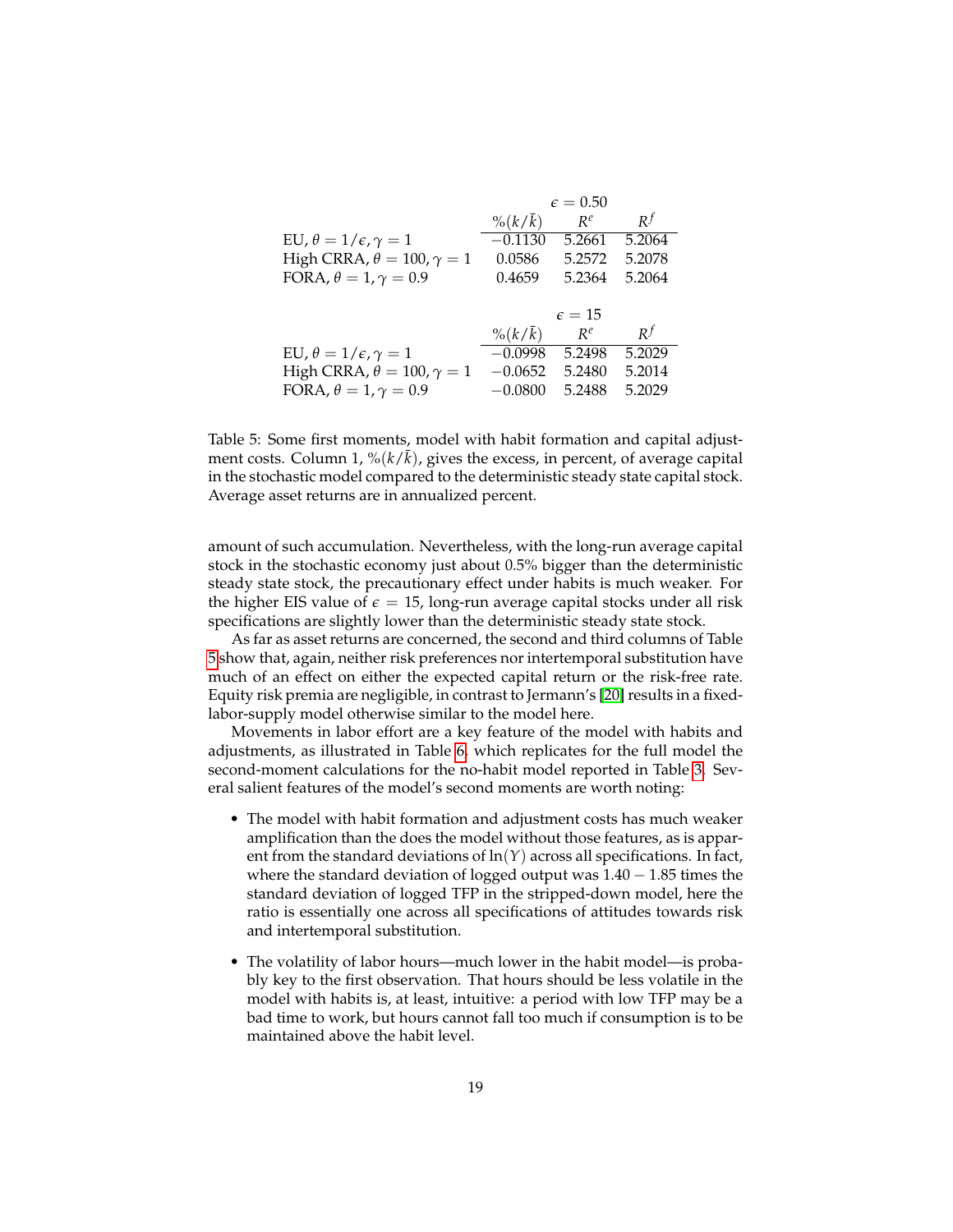| | $\epsilon = 0.50$ | | |
|---|---|---|---|
| | $\%(k/\bar{k})$ | $R^e$ | $R^f$ |
| EU, $\theta = 1/\epsilon, \gamma = 1$ | $-0.1130$ | 5.2661 | 5.2064 |
| High CRRA, $\theta = 100, \gamma = 1$ | 0.0586 | 5.2572 | 5.2078 |
| FORA, $\theta = 1, \gamma = 0.9$ | 0.4659 | 5.2364 | 5.2064 |
| | $\epsilon = 15$ | | |
| | $\%(k/\bar{k})$ | $R^e$ | $R^f$ |
| EU, $\theta = 1/\epsilon, \gamma = 1$ | $-0.0998$ | 5.2498 | 5.2029 |
| High CRRA, $\theta = 100, \gamma = 1$ | $-0.0652$ | 5.2480 | 5.2014 |
| FORA, $\theta = 1, \gamma = 0.9$ | $-0.0800$ | 5.2488 | 5.2029 |

Table 5: Some first moments, model with habit formation and capital adjustment costs. Column 1, $\%(k/\bar{k})$, gives the excess, in percent, of average capital in the stochastic model compared to the deterministic steady state capital stock. Average asset returns are in annualized percent.

amount of such accumulation. Nevertheless, with the long-run average capital stock in the stochastic economy just about 0.5% bigger than the deterministic steady state stock, the precautionary effect under habits is much weaker. For the higher EIS value of $\epsilon = 15$, long-run average capital stocks under all risk specifications are slightly lower than the deterministic steady state stock.

As far as asset returns are concerned, the second and third columns of Table 5 show that, again, neither risk preferences nor intertemporal substitution have much of an effect on either the expected capital return or the risk-free rate. Equity risk premia are negligible, in contrast to Jermann's [20] results in a fixed-labor-supply model otherwise similar to the model here.

Movements in labor effort are a key feature of the model with habits and adjustments, as illustrated in Table 6, which replicates for the full model the second-moment calculations for the no-habit model reported in Table 3. Several salient features of the model's second moments are worth noting:

- The model with habit formation and adjustment costs has much weaker amplification than the does the model without those features, as is apparent from the standard deviations of $\ln(Y)$ across all specifications. In fact, where the standard deviation of logged output was $1.40 - 1.85$ times the standard deviation of logged TFP in the stripped-down model, here the ratio is essentially one across all specifications of attitudes towards risk and intertemporal substitution.

- The volatility of labor hours—much lower in the habit model—is probably key to the first observation. That hours should be less volatile in the model with habits is, at least, intuitive: a period with low TFP may be a bad time to work, but hours cannot fall too much if consumption is to be maintained above the habit level.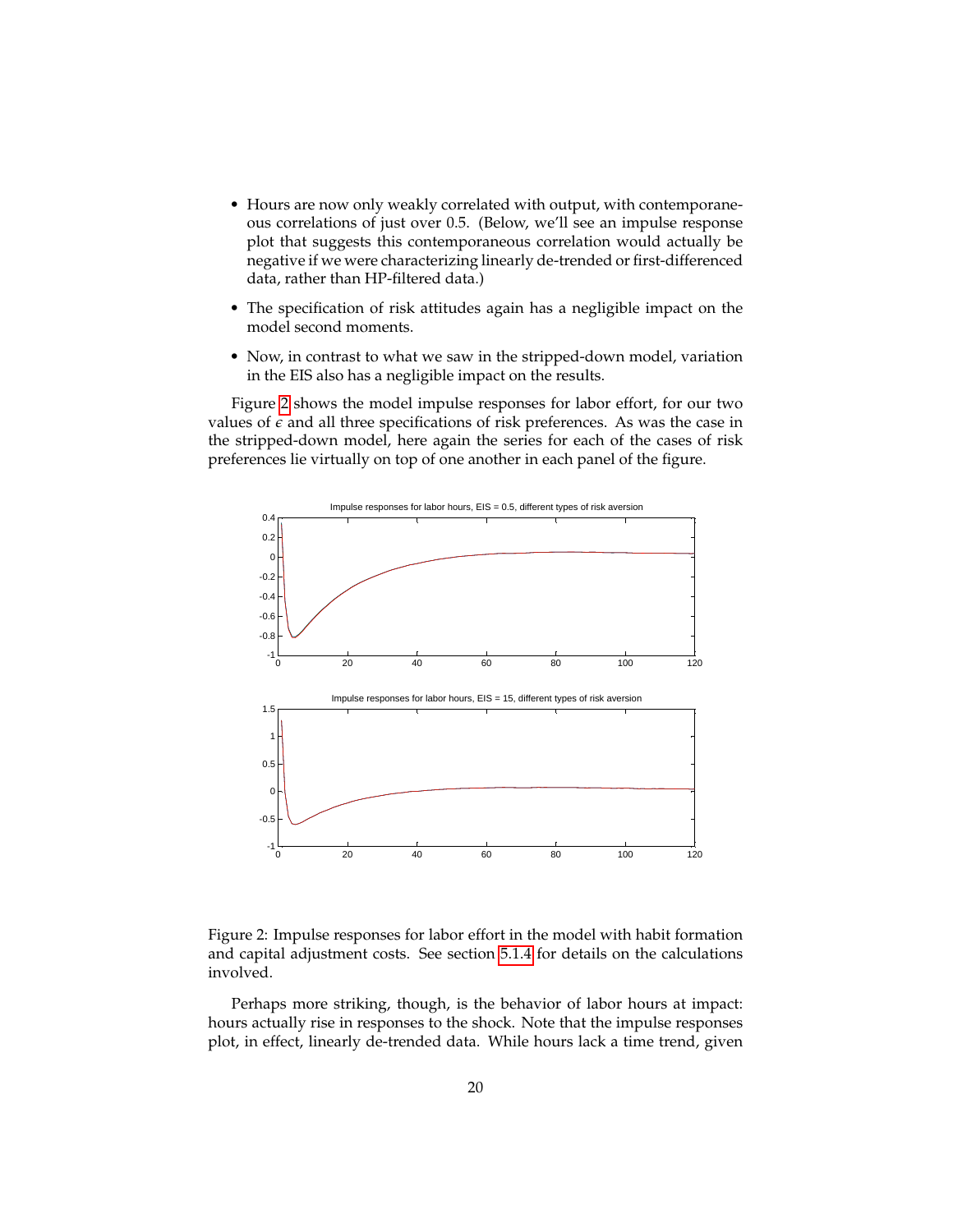- Hours are now only weakly correlated with output, with contemporaneous correlations of just over 0.5. (Below, we'll see an impulse response plot that suggests this contemporaneous correlation would actually be negative if we were characterizing linearly de-trended or first-differenced data, rather than HP-filtered data.)
- The specification of risk attitudes again has a negligible impact on the model second moments.
- Now, in contrast to what we saw in the stripped-down model, variation in the EIS also has a negligible impact on the results.

Figure 2 shows the model impulse responses for labor effort, for our two values of $\epsilon$ and all three specifications of risk preferences. As was the case in the stripped-down model, here again the series for each of the cases of risk preferences lie virtually on top of one another in each panel of the figure.

Impulse responses for labor hours, EIS = 0.5, different types of risk aversion

0.4
0.2
0
-0.2
-0.4
-0.6
-0.8
-1
0 20 40 60 80 100 120

Impulse responses for labor hours, EIS = 15, different types of risk aversion

1.5
1
0.5
0
-0.5
-1
0 20 40 60 80 100 120

Figure 2: Impulse responses for labor effort in the model with habit formation and capital adjustment costs. See section 5.1.4 for details on the calculations involved.

Perhaps more striking, though, is the behavior of labor hours at impact: hours actually rise in responses to the shock. Note that the impulse responses plot, in effect, linearly de-trended data. While hours lack a time trend, given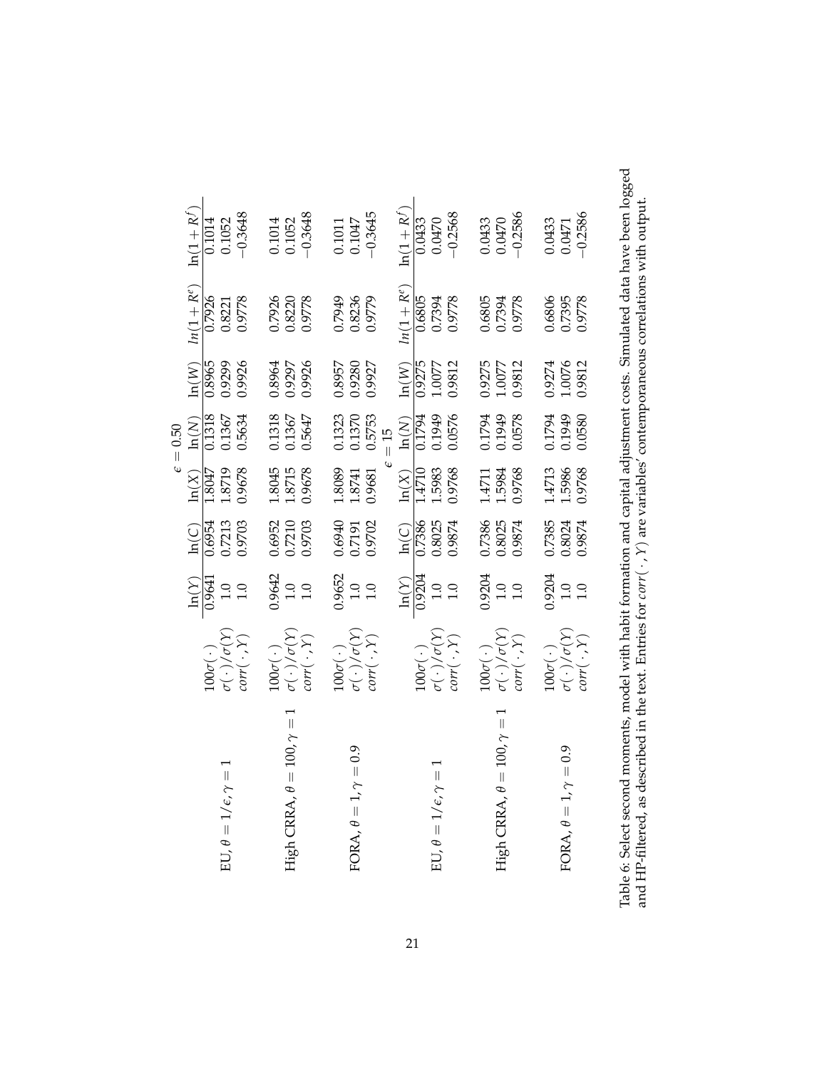| | | $\ln(Y)$ | $\ln(C)$ | $\ln(X)$ | $\ln(N)$ | $\ln(W)$ | $ln(1+R^e)$ | $\ln(1+R^f)$ |
|---|---|---|---|---|---|---|---|---|
| | | | | $\epsilon = 0.50$ | | | | |
| EU, $\theta = 1/\epsilon, \gamma = 1$ | $100\sigma(\cdot)$ | 0.9641 | 0.6954 | 1.8047 | 0.1318 | 0.8965 | 0.7926 | 0.1014 |
| | $\sigma(\cdot)/\sigma(Y)$ | 1.0 | 0.7213 | 1.8719 | 0.1367 | 0.9299 | 0.8221 | 0.1052 |
| | $corr(\cdot, Y)$ | 1.0 | 0.9703 | 0.9678 | 0.5634 | 0.9926 | 0.9778 | −0.3648 |
| High CRRA, $\theta = 100, \gamma = 1$ | $100\sigma(\cdot)$ | 0.9642 | 0.6952 | 1.8045 | 0.1318 | 0.8964 | 0.7926 | 0.1014 |
| | $\sigma(\cdot)/\sigma(Y)$ | 1.0 | 0.7210 | 1.8715 | 0.1367 | 0.9297 | 0.8220 | 0.1052 |
| | $corr(\cdot, Y)$ | 1.0 | 0.9703 | 0.9678 | 0.5647 | 0.9926 | 0.9778 | −0.3648 |
| FORA, $\theta = 1, \gamma = 0.9$ | $100\sigma(\cdot)$ | 0.9652 | 0.6940 | 1.8089 | 0.1323 | 0.8957 | 0.7949 | 0.1011 |
| | $\sigma(\cdot)/\sigma(Y)$ | 1.0 | 0.7191 | 1.8741 | 0.1370 | 0.9280 | 0.8236 | 0.1047 |
| | $corr(\cdot, Y)$ | 1.0 | 0.9702 | 0.9681 | 0.5753 | 0.9927 | 0.9779 | −0.3645 |
| | | | | $\epsilon = 15$ | | | | |
| | | $\ln(Y)$ | $\ln(C)$ | $\ln(X)$ | $\ln(N)$ | $\ln(W)$ | $ln(1+R^e)$ | $\ln(1+R^f)$ |
| EU, $\theta = 1/\epsilon, \gamma = 1$ | $100\sigma(\cdot)$ | 0.9204 | 0.7386 | 1.4710 | 0.1794 | 0.9275 | 0.6805 | 0.0433 |
| | $\sigma(\cdot)/\sigma(Y)$ | 1.0 | 0.8025 | 1.5983 | 0.1949 | 1.0077 | 0.7394 | 0.0470 |
| | $corr(\cdot, Y)$ | 1.0 | 0.9874 | 0.9768 | 0.0576 | 0.9812 | 0.9778 | −0.2568 |
| High CRRA, $\theta = 100, \gamma = 1$ | $100\sigma(\cdot)$ | 0.9204 | 0.7386 | 1.4711 | 0.1794 | 0.9275 | 0.6805 | 0.0433 |
| | $\sigma(\cdot)/\sigma(Y)$ | 1.0 | 0.8025 | 1.5984 | 0.1949 | 1.0077 | 0.7394 | 0.0470 |
| | $corr(\cdot, Y)$ | 1.0 | 0.9874 | 0.9768 | 0.0578 | 0.9812 | 0.9778 | −0.2586 |
| FORA, $\theta = 1, \gamma = 0.9$ | $100\sigma(\cdot)$ | 0.9204 | 0.7385 | 1.4713 | 0.1794 | 0.9274 | 0.6806 | 0.0433 |
| | $\sigma(\cdot)/\sigma(Y)$ | 1.0 | 0.8024 | 1.5986 | 0.1949 | 1.0076 | 0.7395 | 0.0471 |
| | $corr(\cdot, Y)$ | 1.0 | 0.9874 | 0.9768 | 0.0580 | 0.9812 | 0.9778 | −0.2586 |

Table 6: Select second moments, model with habit formation and capital adjustment costs. Simulated data have been logged and HP-filtered, as described in the text. Entries for $corr(\cdot, Y)$ are variables' contemporaneous correlations with output.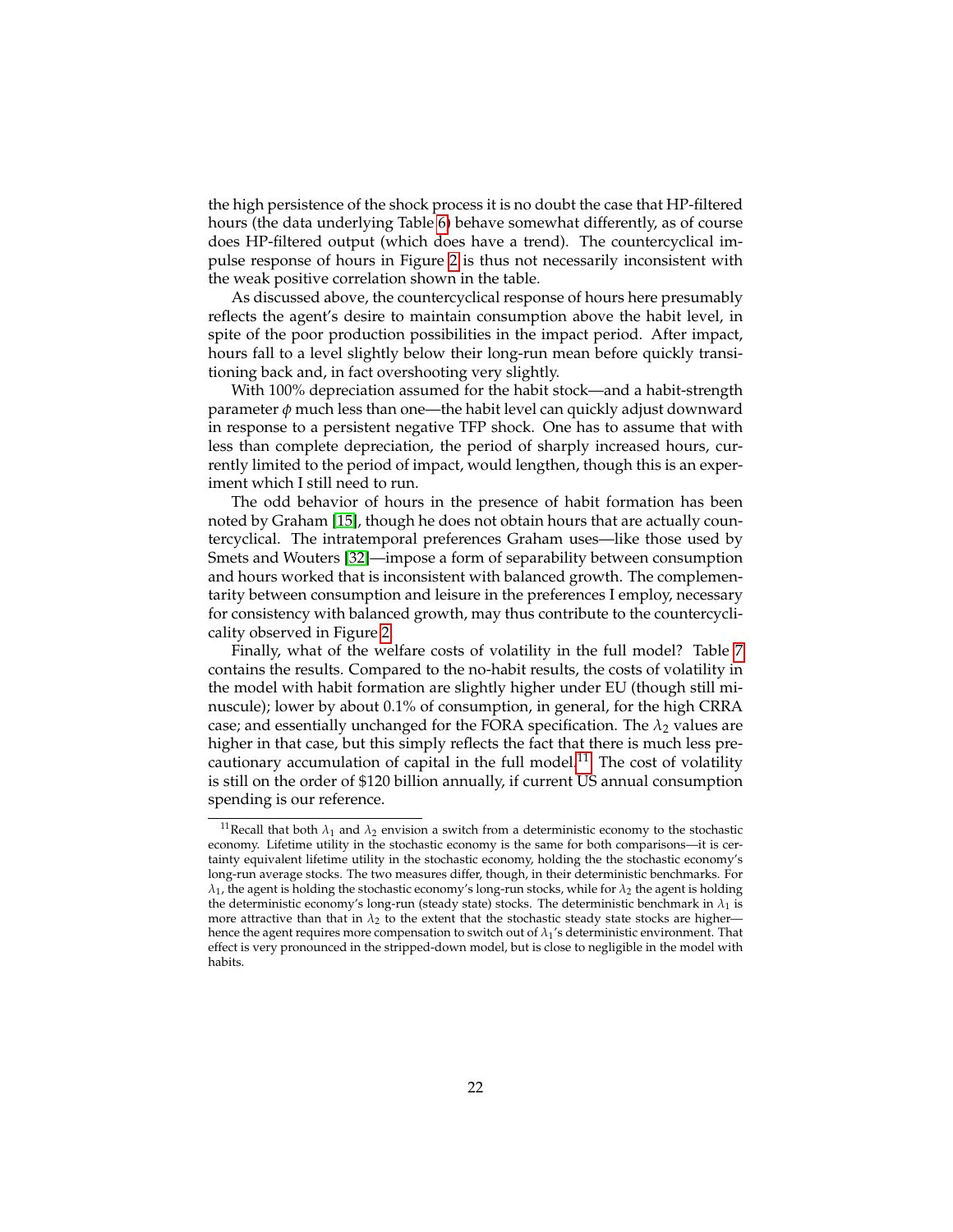the high persistence of the shock process it is no doubt the case that HP-filtered hours (the data underlying Table 6) behave somewhat differently, as of course does HP-filtered output (which does have a trend). The countercyclical impulse response of hours in Figure 2 is thus not necessarily inconsistent with the weak positive correlation shown in the table.

As discussed above, the countercyclical response of hours here presumably reflects the agent's desire to maintain consumption above the habit level, in spite of the poor production possibilities in the impact period. After impact, hours fall to a level slightly below their long-run mean before quickly transitioning back and, in fact overshooting very slightly.

With 100% depreciation assumed for the habit stock—and a habit-strength parameter $\phi$ much less than one—the habit level can quickly adjust downward in response to a persistent negative TFP shock. One has to assume that with less than complete depreciation, the period of sharply increased hours, currently limited to the period of impact, would lengthen, though this is an experiment which I still need to run.

The odd behavior of hours in the presence of habit formation has been noted by Graham [15], though he does not obtain hours that are actually countercyclical. The intratemporal preferences Graham uses—like those used by Smets and Wouters [32]—impose a form of separability between consumption and hours worked that is inconsistent with balanced growth. The complementarity between consumption and leisure in the preferences I employ, necessary for consistency with balanced growth, may thus contribute to the countercyclicality observed in Figure 2.

Finally, what of the welfare costs of volatility in the full model? Table 7 contains the results. Compared to the no-habit results, the costs of volatility in the model with habit formation are slightly higher under EU (though still minuscule); lower by about 0.1% of consumption, in general, for the high CRRA case; and essentially unchanged for the FORA specification. The $\lambda_2$ values are higher in that case, but this simply reflects the fact that there is much less precautionary accumulation of capital in the full model.[11] The cost of volatility is still on the order of \$120 billion annually, if current US annual consumption spending is our reference.

[11] Recall that both $\lambda_1$ and $\lambda_2$ envision a switch from a deterministic economy to the stochastic economy. Lifetime utility in the stochastic economy is the same for both comparisons—it is certainty equivalent lifetime utility in the stochastic economy, holding the the stochastic economy's long-run average stocks. The two measures differ, though, in their deterministic benchmarks. For $\lambda_1$, the agent is holding the stochastic economy's long-run stocks, while for $\lambda_2$ the agent is holding the deterministic economy's long-run (steady state) stocks. The deterministic benchmark in $\lambda_1$ is more attractive than that in $\lambda_2$ to the extent that the stochastic steady state stocks are higher—hence the agent requires more compensation to switch out of $\lambda_1$'s deterministic environment. That effect is very pronounced in the stripped-down model, but is close to negligible in the model with habits.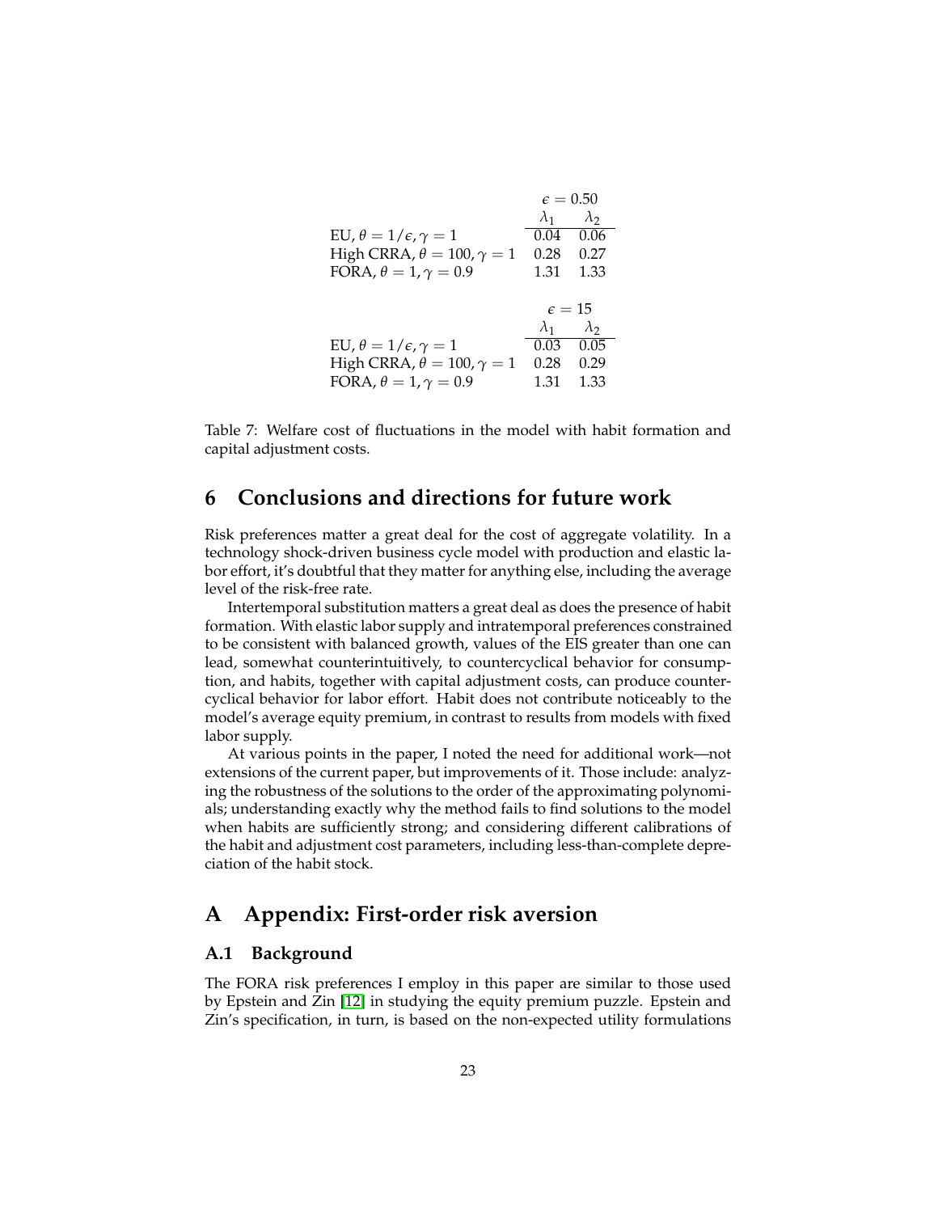| | $\epsilon = 0.50$ | |
|---|---|---|
| | $\lambda_1$ | $\lambda_2$ |
| EU, $\theta = 1/\epsilon, \gamma = 1$ | 0.04 | 0.06 |
| High CRRA, $\theta = 100, \gamma = 1$ | 0.28 | 0.27 |
| FORA, $\theta = 1, \gamma = 0.9$ | 1.31 | 1.33 |

| | $\epsilon = 15$ | |
|---|---|---|
| | $\lambda_1$ | $\lambda_2$ |
| EU, $\theta = 1/\epsilon, \gamma = 1$ | 0.03 | 0.05 |
| High CRRA, $\theta = 100, \gamma = 1$ | 0.28 | 0.29 |
| FORA, $\theta = 1, \gamma = 0.9$ | 1.31 | 1.33 |

Table 7: Welfare cost of fluctuations in the model with habit formation and capital adjustment costs.

# 6 Conclusions and directions for future work

Risk preferences matter a great deal for the cost of aggregate volatility. In a technology shock-driven business cycle model with production and elastic labor effort, it's doubtful that they matter for anything else, including the average level of the risk-free rate.

Intertemporal substitution matters a great deal as does the presence of habit formation. With elastic labor supply and intratemporal preferences constrained to be consistent with balanced growth, values of the EIS greater than one can lead, somewhat counterintuitively, to countercyclical behavior for consumption, and habits, together with capital adjustment costs, can produce countercyclical behavior for labor effort. Habit does not contribute noticeably to the model's average equity premium, in contrast to results from models with fixed labor supply.

At various points in the paper, I noted the need for additional work—not extensions of the current paper, but improvements of it. Those include: analyzing the robustness of the solutions to the order of the approximating polynomials; understanding exactly why the method fails to find solutions to the model when habits are sufficiently strong; and considering different calibrations of the habit and adjustment cost parameters, including less-than-complete depreciation of the habit stock.

# A Appendix: First-order risk aversion

## A.1 Background

The FORA risk preferences I employ in this paper are similar to those used by Epstein and Zin [12] in studying the equity premium puzzle. Epstein and Zin's specification, in turn, is based on the non-expected utility formulations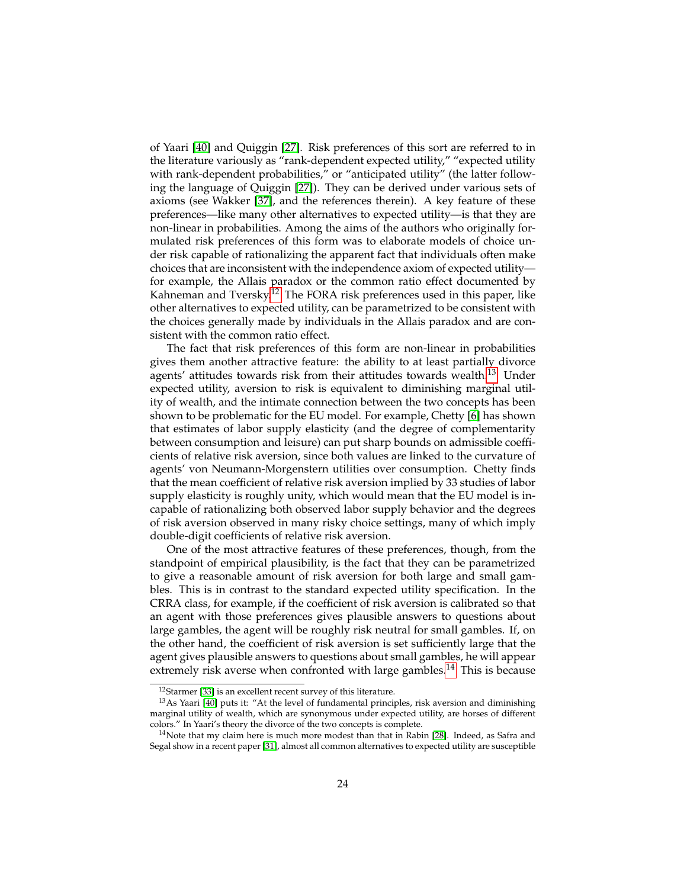of Yaari [40] and Quiggin [27]. Risk preferences of this sort are referred to in the literature variously as "rank-dependent expected utility," "expected utility with rank-dependent probabilities," or "anticipated utility" (the latter following the language of Quiggin [27]). They can be derived under various sets of axioms (see Wakker [37], and the references therein). A key feature of these preferences—like many other alternatives to expected utility—is that they are non-linear in probabilities. Among the aims of the authors who originally formulated risk preferences of this form was to elaborate models of choice under risk capable of rationalizing the apparent fact that individuals often make choices that are inconsistent with the independence axiom of expected utility—for example, the Allais paradox or the common ratio effect documented by Kahneman and Tversky.[12] The FORA risk preferences used in this paper, like other alternatives to expected utility, can be parametrized to be consistent with the choices generally made by individuals in the Allais paradox and are consistent with the common ratio effect.

The fact that risk preferences of this form are non-linear in probabilities gives them another attractive feature: the ability to at least partially divorce agents' attitudes towards risk from their attitudes towards wealth.[13] Under expected utility, aversion to risk is equivalent to diminishing marginal utility of wealth, and the intimate connection between the two concepts has been shown to be problematic for the EU model. For example, Chetty [6] has shown that estimates of labor supply elasticity (and the degree of complementarity between consumption and leisure) can put sharp bounds on admissible coefficients of relative risk aversion, since both values are linked to the curvature of agents' von Neumann-Morgenstern utilities over consumption. Chetty finds that the mean coefficient of relative risk aversion implied by 33 studies of labor supply elasticity is roughly unity, which would mean that the EU model is incapable of rationalizing both observed labor supply behavior and the degrees of risk aversion observed in many risky choice settings, many of which imply double-digit coefficients of relative risk aversion.

One of the most attractive features of these preferences, though, from the standpoint of empirical plausibility, is the fact that they can be parametrized to give a reasonable amount of risk aversion for both large and small gambles. This is in contrast to the standard expected utility specification. In the CRRA class, for example, if the coefficient of risk aversion is calibrated so that an agent with those preferences gives plausible answers to questions about large gambles, the agent will be roughly risk neutral for small gambles. If, on the other hand, the coefficient of risk aversion is set sufficiently large that the agent gives plausible answers to questions about small gambles, he will appear extremely risk averse when confronted with large gambles.[14] This is because

[12] Starmer [33] is an excellent recent survey of this literature.

[13] As Yaari [40] puts it: "At the level of fundamental principles, risk aversion and diminishing marginal utility of wealth, which are synonymous under expected utility, are horses of different colors." In Yaari's theory the divorce of the two concepts is complete.

[14] Note that my claim here is much more modest than that in Rabin [28]. Indeed, as Safra and Segal show in a recent paper [31], almost all common alternatives to expected utility are susceptible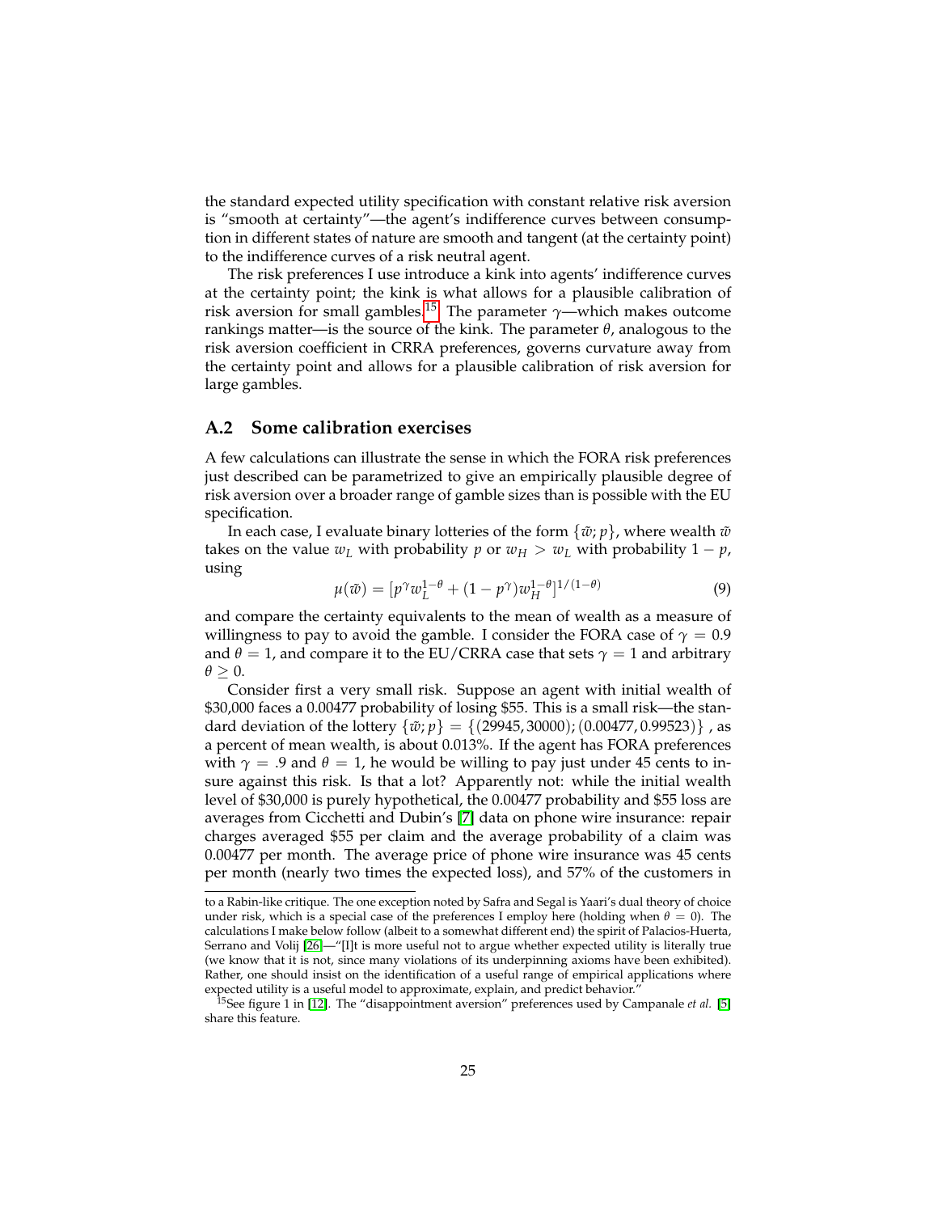the standard expected utility specification with constant relative risk aversion is "smooth at certainty"—the agent's indifference curves between consumption in different states of nature are smooth and tangent (at the certainty point) to the indifference curves of a risk neutral agent.

The risk preferences I use introduce a kink into agents' indifference curves at the certainty point; the kink is what allows for a plausible calibration of risk aversion for small gambles.[15] The parameter $\gamma$—which makes outcome rankings matter—is the source of the kink. The parameter $\theta$, analogous to the risk aversion coefficient in CRRA preferences, governs curvature away from the certainty point and allows for a plausible calibration of risk aversion for large gambles.

## A.2 Some calibration exercises

A few calculations can illustrate the sense in which the FORA risk preferences just described can be parametrized to give an empirically plausible degree of risk aversion over a broader range of gamble sizes than is possible with the EU specification.

In each case, I evaluate binary lotteries of the form $\{\tilde{w}; p\}$, where wealth $\tilde{w}$ takes on the value $w_L$ with probability $p$ or $w_H > w_L$ with probability $1 - p$, using

$$\mu(\tilde{w}) = [p^{\gamma} w_L^{1-\theta} + (1 - p^{\gamma}) w_H^{1-\theta}]^{1/(1-\theta)} \tag{9}$$

and compare the certainty equivalents to the mean of wealth as a measure of willingness to pay to avoid the gamble. I consider the FORA case of $\gamma = 0.9$ and $\theta = 1$, and compare it to the EU/CRRA case that sets $\gamma = 1$ and arbitrary $\theta \geq 0$.

Consider first a very small risk. Suppose an agent with initial wealth of \$30,000 faces a 0.00477 probability of losing \$55. This is a small risk—the standard deviation of the lottery $\{\tilde{w}; p\} = \{(29945, 30000); (0.00477, 0.99523)\}$ , as a percent of mean wealth, is about 0.013%. If the agent has FORA preferences with $\gamma = .9$ and $\theta = 1$, he would be willing to pay just under 45 cents to insure against this risk. Is that a lot? Apparently not: while the initial wealth level of \$30,000 is purely hypothetical, the 0.00477 probability and \$55 loss are averages from Cicchetti and Dubin's [7] data on phone wire insurance: repair charges averaged \$55 per claim and the average probability of a claim was 0.00477 per month. The average price of phone wire insurance was 45 cents per month (nearly two times the expected loss), and 57% of the customers in

to a Rabin-like critique. The one exception noted by Safra and Segal is Yaari's dual theory of choice under risk, which is a special case of the preferences I employ here (holding when $\theta = 0$). The calculations I make below follow (albeit to a somewhat different end) the spirit of Palacios-Huerta, Serrano and Volij [26]—"[I]t is more useful not to argue whether expected utility is literally true (we know that it is not, since many violations of its underpinning axioms have been exhibited). Rather, one should insist on the identification of a useful range of empirical applications where expected utility is a useful model to approximate, explain, and predict behavior."

[15] See figure 1 in [12]. The "disappointment aversion" preferences used by Campanale *et al.* [5] share this feature.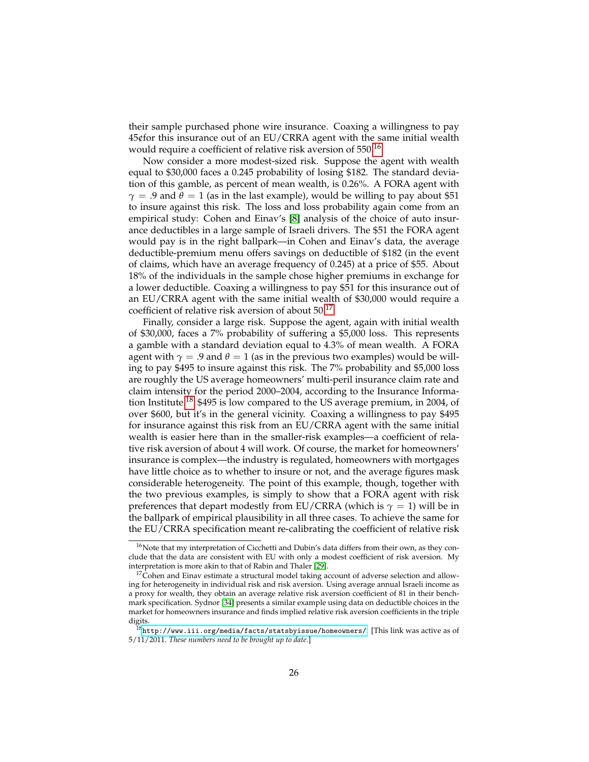their sample purchased phone wire insurance. Coaxing a willingness to pay 45¢for this insurance out of an EU/CRRA agent with the same initial wealth would require a coefficient of relative risk aversion of 550.[16]

Now consider a more modest-sized risk. Suppose the agent with wealth equal to \$30,000 faces a 0.245 probability of losing \$182. The standard deviation of this gamble, as percent of mean wealth, is 0.26%. A FORA agent with $\gamma = .9$ and $\theta = 1$ (as in the last example), would be willing to pay about \$51 to insure against this risk. The loss and loss probability again come from an empirical study: Cohen and Einav's [8] analysis of the choice of auto insurance deductibles in a large sample of Israeli drivers. The \$51 the FORA agent would pay is in the right ballpark—in Cohen and Einav's data, the average deductible-premium menu offers savings on deductible of \$182 (in the event of claims, which have an average frequency of 0.245) at a price of \$55. About 18% of the individuals in the sample chose higher premiums in exchange for a lower deductible. Coaxing a willingness to pay \$51 for this insurance out of an EU/CRRA agent with the same initial wealth of \$30,000 would require a coefficient of relative risk aversion of about 50.[17]

Finally, consider a large risk. Suppose the agent, again with initial wealth of \$30,000, faces a 7% probability of suffering a \$5,000 loss. This represents a gamble with a standard deviation equal to 4.3% of mean wealth. A FORA agent with $\gamma = .9$ and $\theta = 1$ (as in the previous two examples) would be willing to pay \$495 to insure against this risk. The 7% probability and \$5,000 loss are roughly the US average homeowners' multi-peril insurance claim rate and claim intensity for the period 2000–2004, according to the Insurance Information Institute.[18] \$495 is low compared to the US average premium, in 2004, of over \$600, but it's in the general vicinity. Coaxing a willingness to pay \$495 for insurance against this risk from an EU/CRRA agent with the same initial wealth is easier here than in the smaller-risk examples—a coefficient of relative risk aversion of about 4 will work. Of course, the market for homeowners' insurance is complex—the industry is regulated, homeowners with mortgages have little choice as to whether to insure or not, and the average figures mask considerable heterogeneity. The point of this example, though, together with the two previous examples, is simply to show that a FORA agent with risk preferences that depart modestly from EU/CRRA (which is $\gamma = 1$) will be in the ballpark of empirical plausibility in all three cases. To achieve the same for the EU/CRRA specification meant re-calibrating the coefficient of relative risk

---

[16] Note that my interpretation of Cicchetti and Dubin's data differs from their own, as they conclude that the data are consistent with EU with only a modest coefficient of risk aversion. My interpretation is more akin to that of Rabin and Thaler [29].

[17] Cohen and Einav estimate a structural model taking account of adverse selection and allowing for heterogeneity in individual risk and risk aversion. Using average annual Israeli income as a proxy for wealth, they obtain an average relative risk aversion coefficient of 81 in their benchmark specification. Sydnor [34] presents a similar example using data on deductible choices in the market for homeowners insurance and finds implied relative risk aversion coefficients in the triple digits.

[18] `http://www.iii.org/media/facts/statsbyissue/homeowners/` [This link was active as of 5/11/2011. *These numbers need to be brought up to date.*]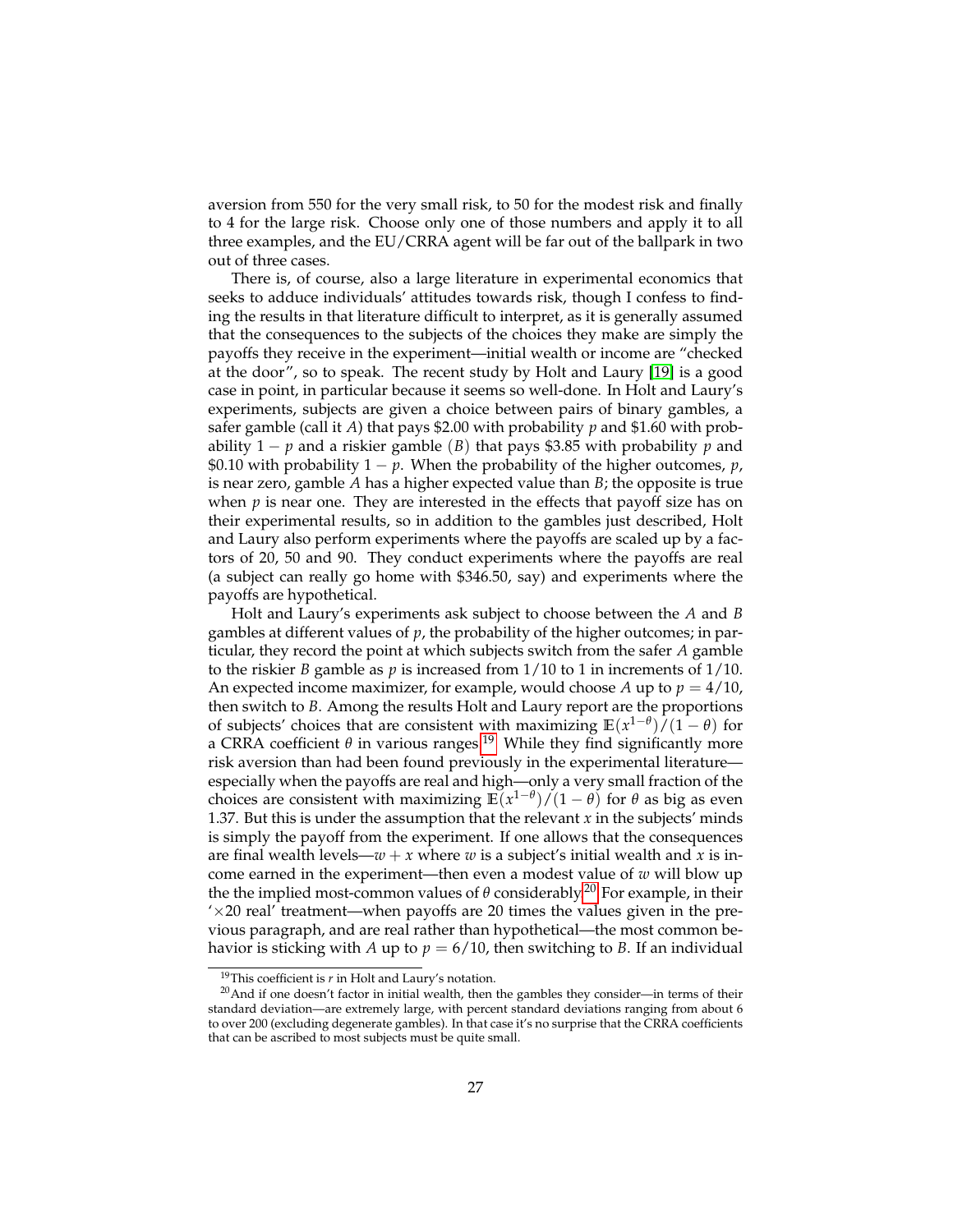aversion from 550 for the very small risk, to 50 for the modest risk and finally to 4 for the large risk. Choose only one of those numbers and apply it to all three examples, and the EU/CRRA agent will be far out of the ballpark in two out of three cases.

There is, of course, also a large literature in experimental economics that seeks to adduce individuals' attitudes towards risk, though I confess to finding the results in that literature difficult to interpret, as it is generally assumed that the consequences to the subjects of the choices they make are simply the payoffs they receive in the experiment—initial wealth or income are "checked at the door", so to speak. The recent study by Holt and Laury [19] is a good case in point, in particular because it seems so well-done. In Holt and Laury's experiments, subjects are given a choice between pairs of binary gambles, a safer gamble (call it $A$) that pays \$2.00 with probability $p$ and \$1.60 with probability $1 - p$ and a riskier gamble $(B)$ that pays \$3.85 with probability $p$ and \$0.10 with probability $1 - p$. When the probability of the higher outcomes, $p$, is near zero, gamble $A$ has a higher expected value than $B$; the opposite is true when $p$ is near one. They are interested in the effects that payoff size has on their experimental results, so in addition to the gambles just described, Holt and Laury also perform experiments where the payoffs are scaled up by a factors of 20, 50 and 90. They conduct experiments where the payoffs are real (a subject can really go home with \$346.50, say) and experiments where the payoffs are hypothetical.

Holt and Laury's experiments ask subject to choose between the $A$ and $B$ gambles at different values of $p$, the probability of the higher outcomes; in particular, they record the point at which subjects switch from the safer $A$ gamble to the riskier $B$ gamble as $p$ is increased from $1/10$ to 1 in increments of $1/10$. An expected income maximizer, for example, would choose $A$ up to $p = 4/10$, then switch to $B$. Among the results Holt and Laury report are the proportions of subjects' choices that are consistent with maximizing $\mathbb{E}(x^{1-\theta})/(1-\theta)$ for a CRRA coefficient $\theta$ in various ranges.[19] While they find significantly more risk aversion than had been found previously in the experimental literature—especially when the payoffs are real and high—only a very small fraction of the choices are consistent with maximizing $\mathbb{E}(x^{1-\theta})/(1-\theta)$ for $\theta$ as big as even 1.37. But this is under the assumption that the relevant $x$ in the subjects' minds is simply the payoff from the experiment. If one allows that the consequences are final wealth levels—$w + x$ where $w$ is a subject's initial wealth and $x$ is income earned in the experiment—then even a modest value of $w$ will blow up the the implied most-common values of $\theta$ considerably.[20] For example, in their '$\times$20 real' treatment—when payoffs are 20 times the values given in the previous paragraph, and are real rather than hypothetical—the most common behavior is sticking with $A$ up to $p = 6/10$, then switching to $B$. If an individual

[19] This coefficient is $r$ in Holt and Laury's notation.

[20] And if one doesn't factor in initial wealth, then the gambles they consider—in terms of their standard deviation—are extremely large, with percent standard deviations ranging from about 6 to over 200 (excluding degenerate gambles). In that case it's no surprise that the CRRA coefficients that can be ascribed to most subjects must be quite small.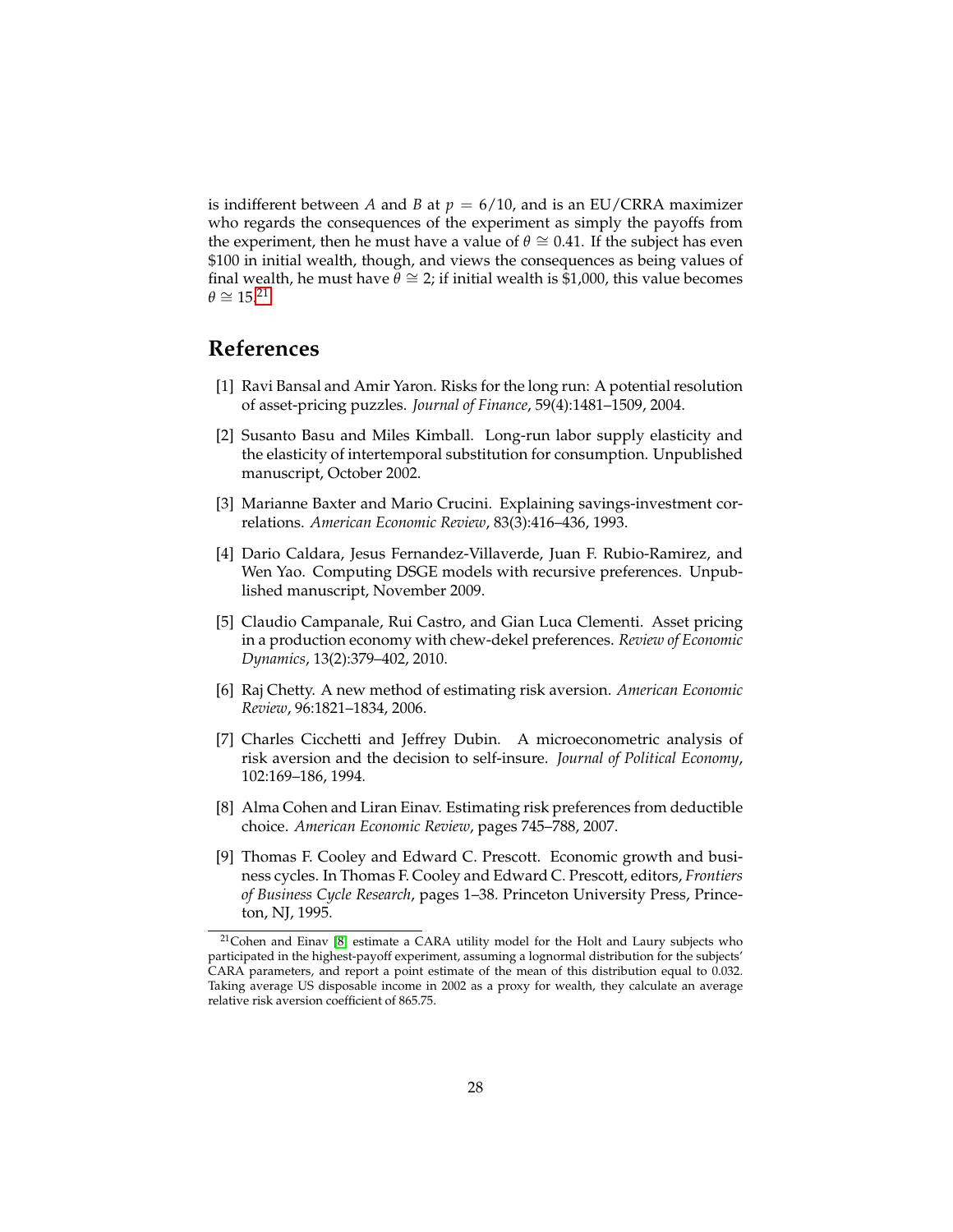is indifferent between $A$ and $B$ at $p = 6/10$, and is an EU/CRRA maximizer who regards the consequences of the experiment as simply the payoffs from the experiment, then he must have a value of $\theta \cong 0.41$. If the subject has even \$100 in initial wealth, though, and views the consequences as being values of final wealth, he must have $\theta \cong 2$; if initial wealth is \$1,000, this value becomes $\theta \cong 15$.[21]

## References

[1] Ravi Bansal and Amir Yaron. Risks for the long run: A potential resolution of asset-pricing puzzles. *Journal of Finance*, 59(4):1481–1509, 2004.

[2] Susanto Basu and Miles Kimball. Long-run labor supply elasticity and the elasticity of intertemporal substitution for consumption. Unpublished manuscript, October 2002.

[3] Marianne Baxter and Mario Crucini. Explaining savings-investment correlations. *American Economic Review*, 83(3):416–436, 1993.

[4] Dario Caldara, Jesus Fernandez-Villaverde, Juan F. Rubio-Ramirez, and Wen Yao. Computing DSGE models with recursive preferences. Unpublished manuscript, November 2009.

[5] Claudio Campanale, Rui Castro, and Gian Luca Clementi. Asset pricing in a production economy with chew-dekel preferences. *Review of Economic Dynamics*, 13(2):379–402, 2010.

[6] Raj Chetty. A new method of estimating risk aversion. *American Economic Review*, 96:1821–1834, 2006.

[7] Charles Cicchetti and Jeffrey Dubin. A microeconometric analysis of risk aversion and the decision to self-insure. *Journal of Political Economy*, 102:169–186, 1994.

[8] Alma Cohen and Liran Einav. Estimating risk preferences from deductible choice. *American Economic Review*, pages 745–788, 2007.

[9] Thomas F. Cooley and Edward C. Prescott. Economic growth and business cycles. In Thomas F. Cooley and Edward C. Prescott, editors, *Frontiers of Business Cycle Research*, pages 1–38. Princeton University Press, Princeton, NJ, 1995.

[21] Cohen and Einav [8] estimate a CARA utility model for the Holt and Laury subjects who participated in the highest-payoff experiment, assuming a lognormal distribution for the subjects' CARA parameters, and report a point estimate of the mean of this distribution equal to 0.032. Taking average US disposable income in 2002 as a proxy for wealth, they calculate an average relative risk aversion coefficient of 865.75.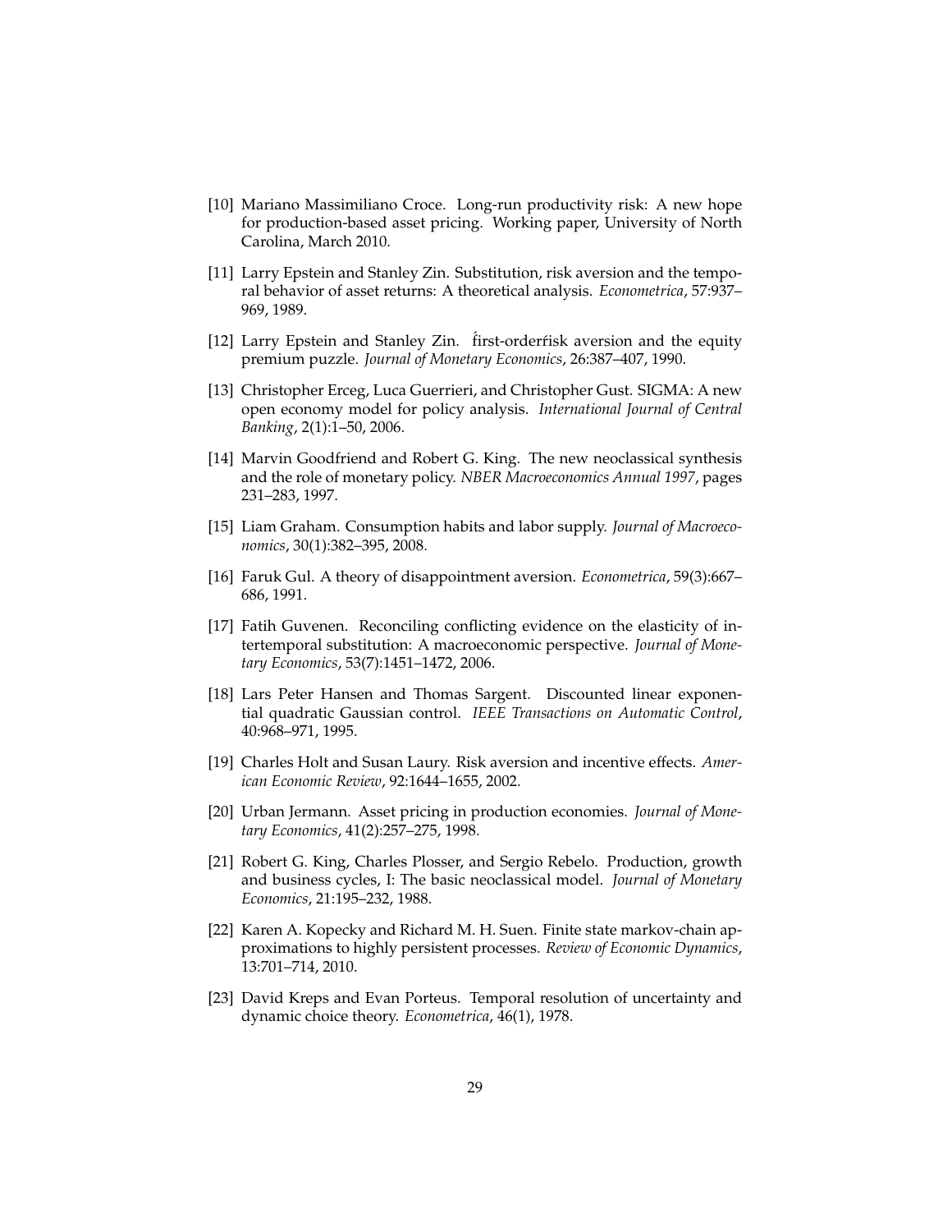[10] Mariano Massimiliano Croce. Long-run productivity risk: A new hope for production-based asset pricing. Working paper, University of North Carolina, March 2010.

[11] Larry Epstein and Stanley Zin. Substitution, risk aversion and the temporal behavior of asset returns: A theoretical analysis. *Econometrica*, 57:937–969, 1989.

[12] Larry Epstein and Stanley Zin. ́first-orderŕisk aversion and the equity premium puzzle. *Journal of Monetary Economics*, 26:387–407, 1990.

[13] Christopher Erceg, Luca Guerrieri, and Christopher Gust. SIGMA: A new open economy model for policy analysis. *International Journal of Central Banking*, 2(1):1–50, 2006.

[14] Marvin Goodfriend and Robert G. King. The new neoclassical synthesis and the role of monetary policy. *NBER Macroeconomics Annual 1997*, pages 231–283, 1997.

[15] Liam Graham. Consumption habits and labor supply. *Journal of Macroeconomics*, 30(1):382–395, 2008.

[16] Faruk Gul. A theory of disappointment aversion. *Econometrica*, 59(3):667–686, 1991.

[17] Fatih Guvenen. Reconciling conflicting evidence on the elasticity of intertemporal substitution: A macroeconomic perspective. *Journal of Monetary Economics*, 53(7):1451–1472, 2006.

[18] Lars Peter Hansen and Thomas Sargent. Discounted linear exponential quadratic Gaussian control. *IEEE Transactions on Automatic Control*, 40:968–971, 1995.

[19] Charles Holt and Susan Laury. Risk aversion and incentive effects. *American Economic Review*, 92:1644–1655, 2002.

[20] Urban Jermann. Asset pricing in production economies. *Journal of Monetary Economics*, 41(2):257–275, 1998.

[21] Robert G. King, Charles Plosser, and Sergio Rebelo. Production, growth and business cycles, I: The basic neoclassical model. *Journal of Monetary Economics*, 21:195–232, 1988.

[22] Karen A. Kopecky and Richard M. H. Suen. Finite state markov-chain approximations to highly persistent processes. *Review of Economic Dynamics*, 13:701–714, 2010.

[23] David Kreps and Evan Porteus. Temporal resolution of uncertainty and dynamic choice theory. *Econometrica*, 46(1), 1978.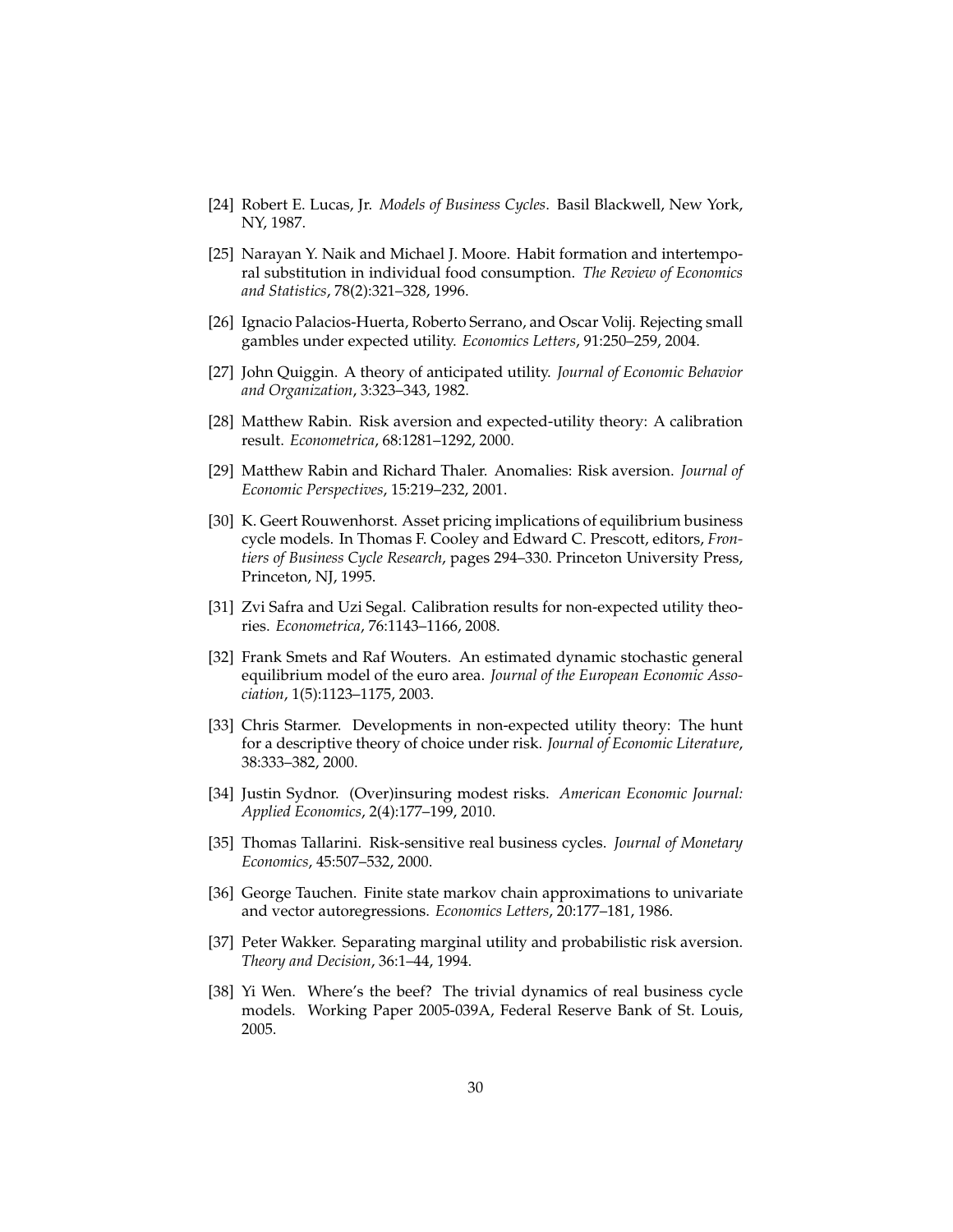[24] Robert E. Lucas, Jr. *Models of Business Cycles*. Basil Blackwell, New York, NY, 1987.

[25] Narayan Y. Naik and Michael J. Moore. Habit formation and intertemporal substitution in individual food consumption. *The Review of Economics and Statistics*, 78(2):321–328, 1996.

[26] Ignacio Palacios-Huerta, Roberto Serrano, and Oscar Volij. Rejecting small gambles under expected utility. *Economics Letters*, 91:250–259, 2004.

[27] John Quiggin. A theory of anticipated utility. *Journal of Economic Behavior and Organization*, 3:323–343, 1982.

[28] Matthew Rabin. Risk aversion and expected-utility theory: A calibration result. *Econometrica*, 68:1281–1292, 2000.

[29] Matthew Rabin and Richard Thaler. Anomalies: Risk aversion. *Journal of Economic Perspectives*, 15:219–232, 2001.

[30] K. Geert Rouwenhorst. Asset pricing implications of equilibrium business cycle models. In Thomas F. Cooley and Edward C. Prescott, editors, *Frontiers of Business Cycle Research*, pages 294–330. Princeton University Press, Princeton, NJ, 1995.

[31] Zvi Safra and Uzi Segal. Calibration results for non-expected utility theories. *Econometrica*, 76:1143–1166, 2008.

[32] Frank Smets and Raf Wouters. An estimated dynamic stochastic general equilibrium model of the euro area. *Journal of the European Economic Association*, 1(5):1123–1175, 2003.

[33] Chris Starmer. Developments in non-expected utility theory: The hunt for a descriptive theory of choice under risk. *Journal of Economic Literature*, 38:333–382, 2000.

[34] Justin Sydnor. (Over)insuring modest risks. *American Economic Journal: Applied Economics*, 2(4):177–199, 2010.

[35] Thomas Tallarini. Risk-sensitive real business cycles. *Journal of Monetary Economics*, 45:507–532, 2000.

[36] George Tauchen. Finite state markov chain approximations to univariate and vector autoregressions. *Economics Letters*, 20:177–181, 1986.

[37] Peter Wakker. Separating marginal utility and probabilistic risk aversion. *Theory and Decision*, 36:1–44, 1994.

[38] Yi Wen. Where's the beef? The trivial dynamics of real business cycle models. Working Paper 2005-039A, Federal Reserve Bank of St. Louis, 2005.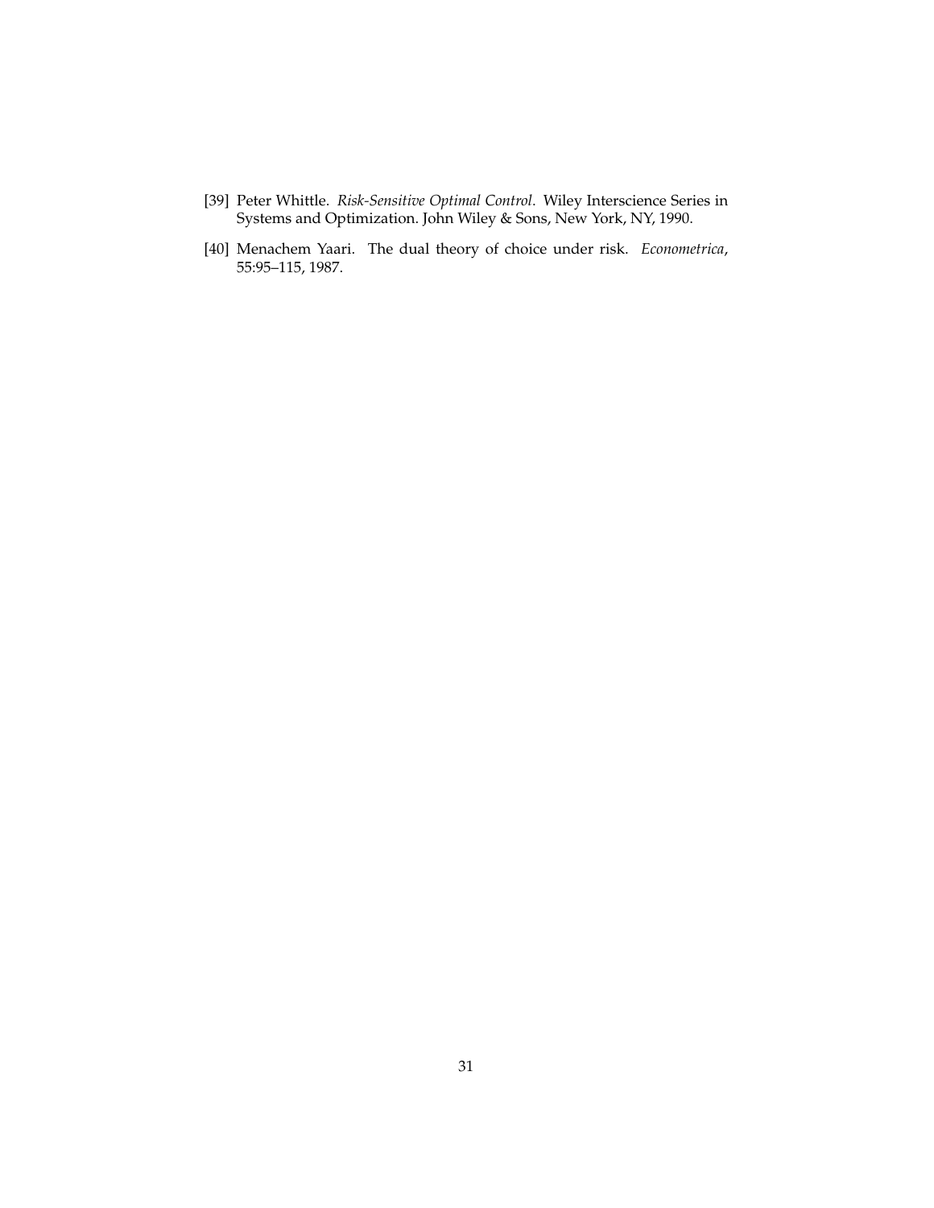[39] Peter Whittle. *Risk-Sensitive Optimal Control*. Wiley Interscience Series in Systems and Optimization. John Wiley & Sons, New York, NY, 1990.

[40] Menachem Yaari. The dual theory of choice under risk. *Econometrica*, 55:95–115, 1987.